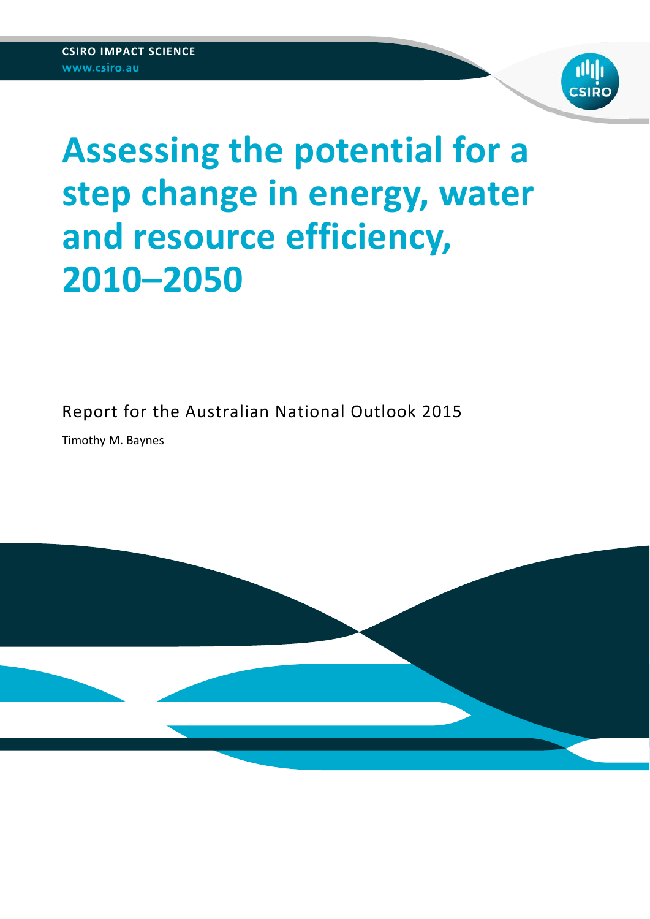CSIRO IMPACT SCIENCE
www.csiro.au

# Assessing the potential for a step change in energy, water and resource efficiency, 2010–2050

Report for the Australian National Outlook 2015

Timothy M. Baynes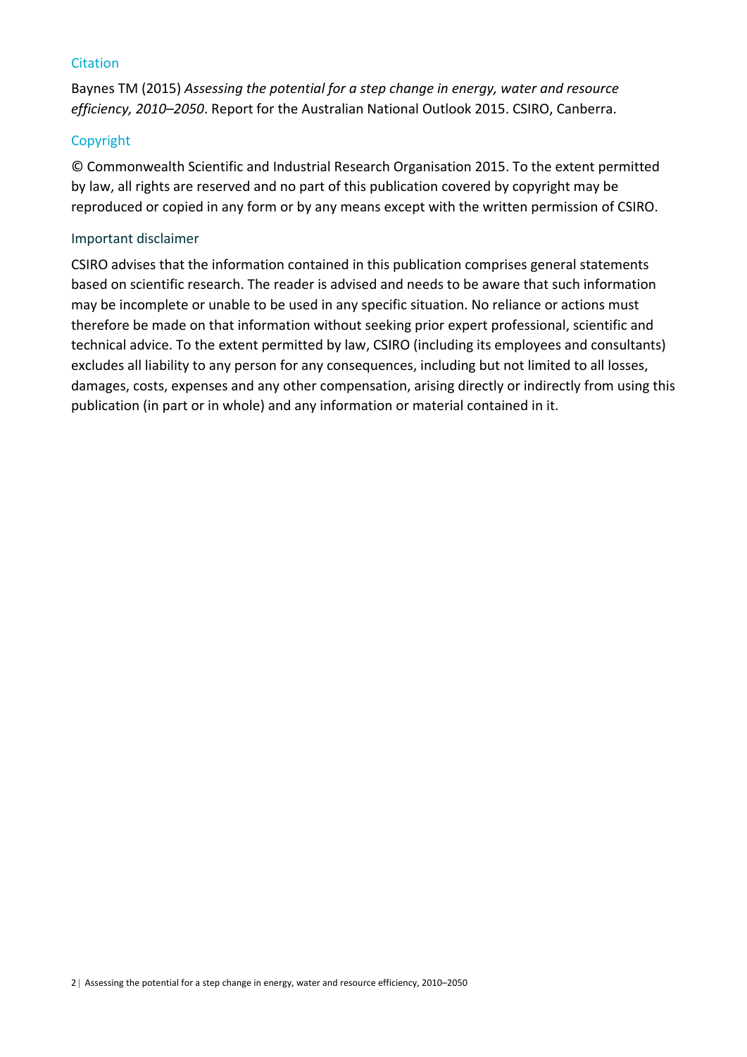### Citation

Baynes TM (2015) *Assessing the potential for a step change in energy, water and resource efficiency, 2010–2050*. Report for the Australian National Outlook 2015. CSIRO, Canberra.

### Copyright

© Commonwealth Scientific and Industrial Research Organisation 2015. To the extent permitted by law, all rights are reserved and no part of this publication covered by copyright may be reproduced or copied in any form or by any means except with the written permission of CSIRO.

### Important disclaimer

CSIRO advises that the information contained in this publication comprises general statements based on scientific research. The reader is advised and needs to be aware that such information may be incomplete or unable to be used in any specific situation. No reliance or actions must therefore be made on that information without seeking prior expert professional, scientific and technical advice. To the extent permitted by law, CSIRO (including its employees and consultants) excludes all liability to any person for any consequences, including but not limited to all losses, damages, costs, expenses and any other compensation, arising directly or indirectly from using this publication (in part or in whole) and any information or material contained in it.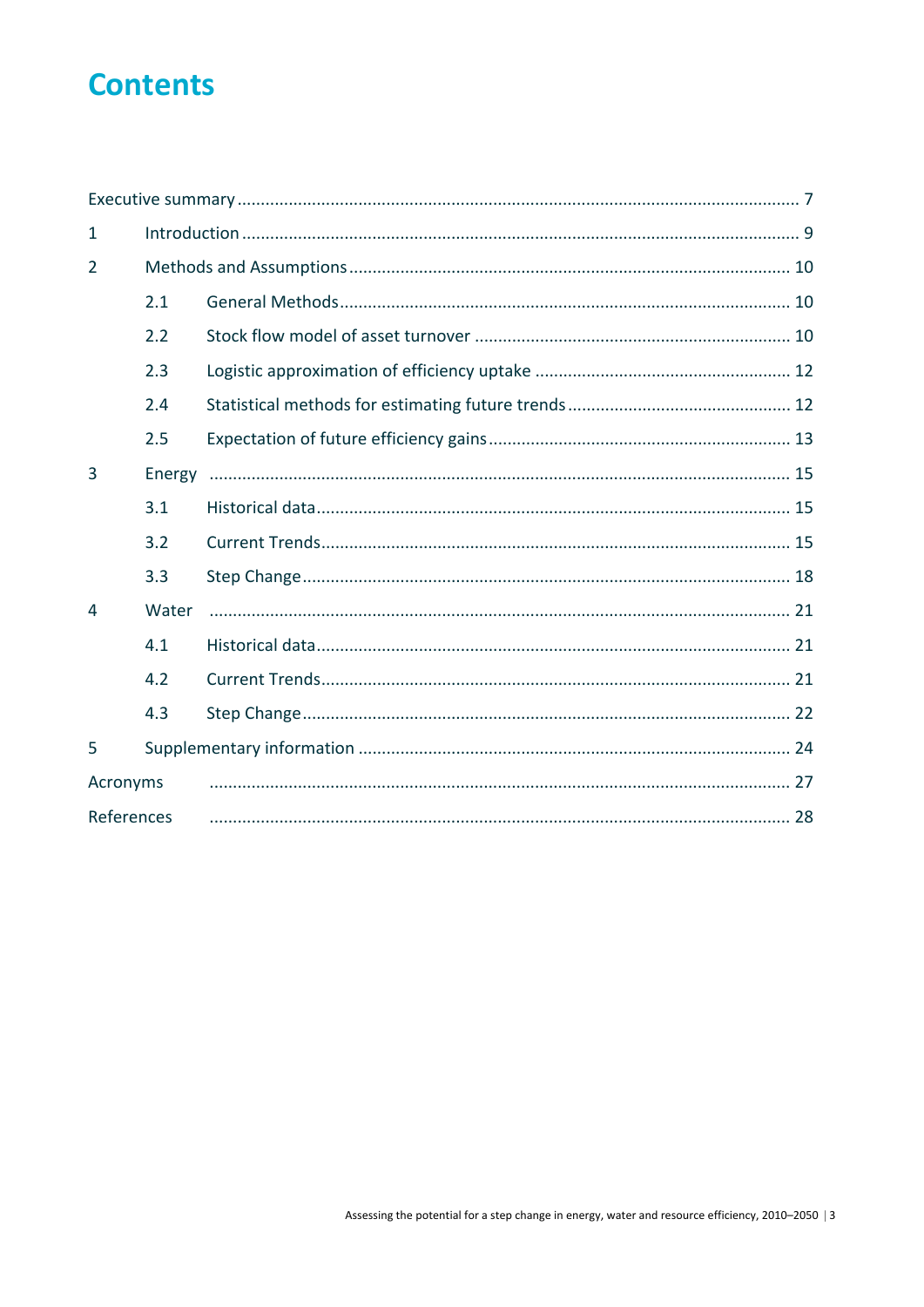# Contents

| | | |
|---|---|---|
| Executive summary | | 7 |
| 1 | Introduction | 9 |
| 2 | Methods and Assumptions | 10 |
| 2.1 | General Methods | 10 |
| 2.2 | Stock flow model of asset turnover | 10 |
| 2.3 | Logistic approximation of efficiency uptake | 12 |
| 2.4 | Statistical methods for estimating future trends | 12 |
| 2.5 | Expectation of future efficiency gains | 13 |
| 3 | Energy | 15 |
| 3.1 | Historical data | 15 |
| 3.2 | Current Trends | 15 |
| 3.3 | Step Change | 18 |
| 4 | Water | 21 |
| 4.1 | Historical data | 21 |
| 4.2 | Current Trends | 21 |
| 4.3 | Step Change | 22 |
| 5 | Supplementary information | 24 |
| Acronyms | | 27 |
| References | | 28 |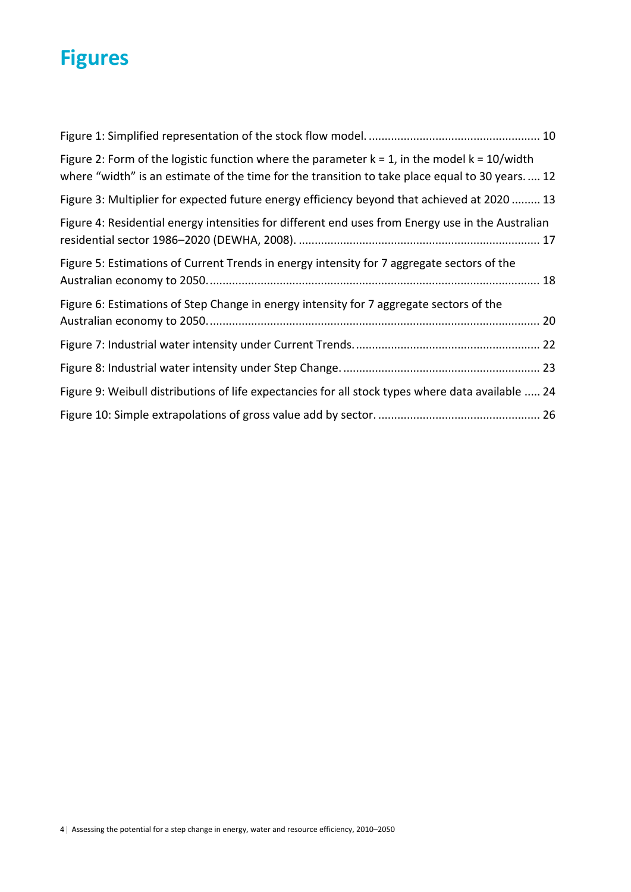# Figures

Figure 1: Simplified representation of the stock flow model. .................................................... 10

Figure 2: Form of the logistic function where the parameter $k = 1$, in the model $k = 10/width$ where "width" is an estimate of the time for the transition to take place equal to 30 years. .... 12

Figure 3: Multiplier for expected future energy efficiency beyond that achieved at 2020 ......... 13

Figure 4: Residential energy intensities for different end uses from Energy use in the Australian residential sector 1986–2020 (DEWHA, 2008). ........................................................................... 17

Figure 5: Estimations of Current Trends in energy intensity for 7 aggregate sectors of the Australian economy to 2050. ...................................................................................................... 18

Figure 6: Estimations of Step Change in energy intensity for 7 aggregate sectors of the Australian economy to 2050. ...................................................................................................... 20

Figure 7: Industrial water intensity under Current Trends. ......................................................... 22

Figure 8: Industrial water intensity under Step Change. ............................................................. 23

Figure 9: Weibull distributions of life expectancies for all stock types where data available ..... 24

Figure 10: Simple extrapolations of gross value add by sector. .................................................. 26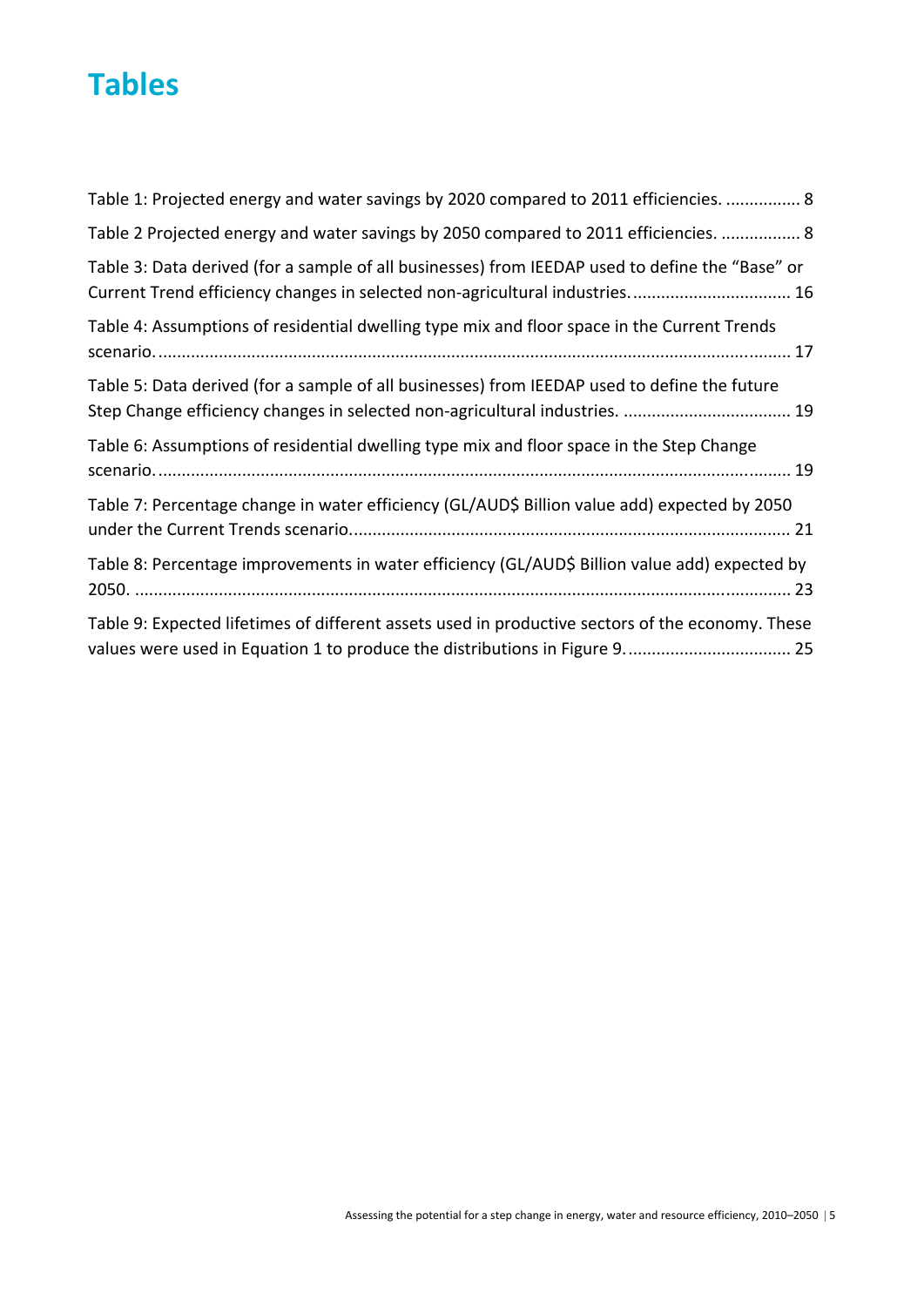# Tables

Table 1: Projected energy and water savings by 2020 compared to 2011 efficiencies. ................ 8

Table 2 Projected energy and water savings by 2050 compared to 2011 efficiencies. ................. 8

Table 3: Data derived (for a sample of all businesses) from IEEDAP used to define the "Base" or Current Trend efficiency changes in selected non-agricultural industries. ................................. 16

Table 4: Assumptions of residential dwelling type mix and floor space in the Current Trends scenario. ...................................................................................................................................... 17

Table 5: Data derived (for a sample of all businesses) from IEEDAP used to define the future Step Change efficiency changes in selected non-agricultural industries. .................................... 19

Table 6: Assumptions of residential dwelling type mix and floor space in the Step Change scenario. ...................................................................................................................................... 19

Table 7: Percentage change in water efficiency (GL/AUD$ Billion value add) expected by 2050 under the Current Trends scenario.............................................................................................. 21

Table 8: Percentage improvements in water efficiency (GL/AUD$ Billion value add) expected by 2050. ........................................................................................................................................... 23

Table 9: Expected lifetimes of different assets used in productive sectors of the economy. These values were used in Equation 1 to produce the distributions in Figure 9. ................................... 25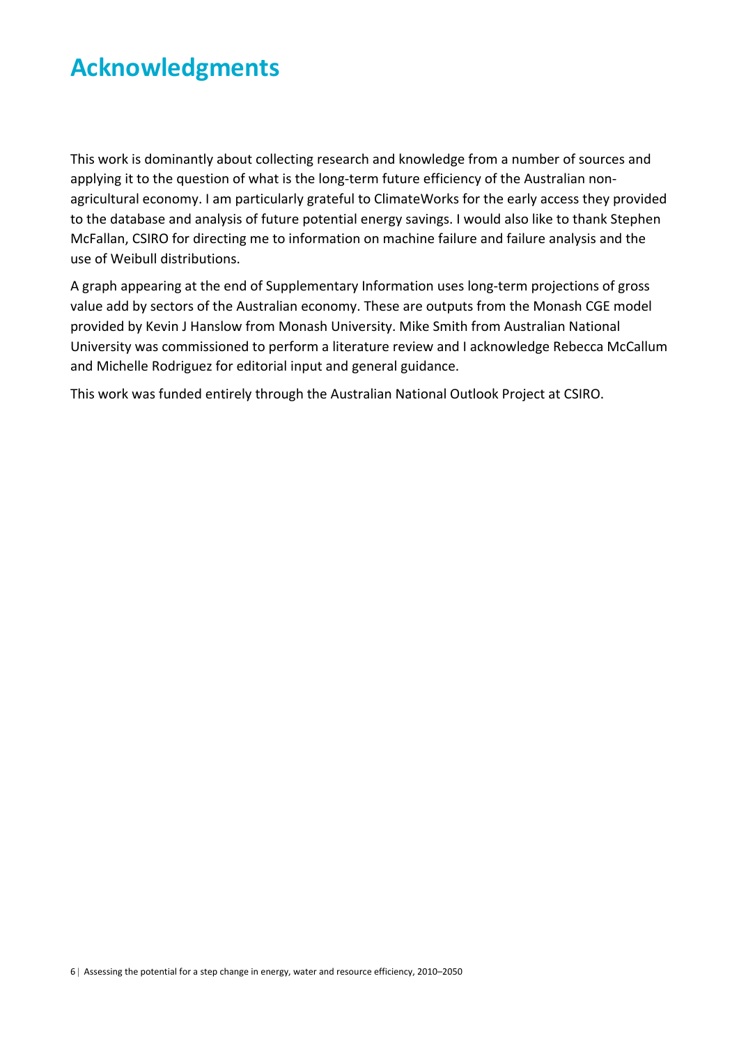# Acknowledgments

This work is dominantly about collecting research and knowledge from a number of sources and applying it to the question of what is the long-term future efficiency of the Australian non-agricultural economy. I am particularly grateful to ClimateWorks for the early access they provided to the database and analysis of future potential energy savings. I would also like to thank Stephen McFallan, CSIRO for directing me to information on machine failure and failure analysis and the use of Weibull distributions.

A graph appearing at the end of Supplementary Information uses long-term projections of gross value add by sectors of the Australian economy. These are outputs from the Monash CGE model provided by Kevin J Hanslow from Monash University. Mike Smith from Australian National University was commissioned to perform a literature review and I acknowledge Rebecca McCallum and Michelle Rodriguez for editorial input and general guidance.

This work was funded entirely through the Australian National Outlook Project at CSIRO.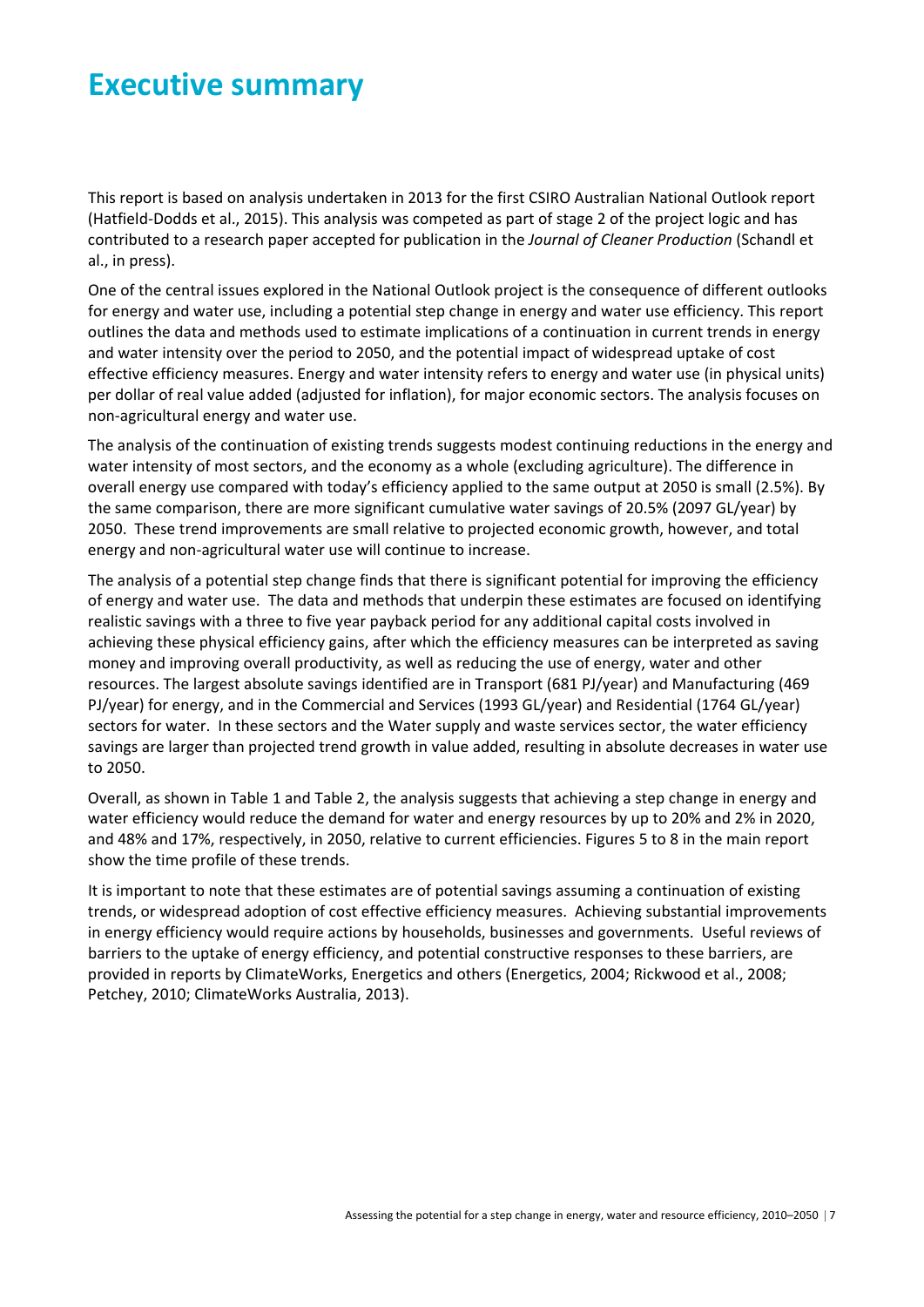# Executive summary

This report is based on analysis undertaken in 2013 for the first CSIRO Australian National Outlook report (Hatfield-Dodds et al., 2015). This analysis was competed as part of stage 2 of the project logic and has contributed to a research paper accepted for publication in the *Journal of Cleaner Production* (Schandl et al., in press).

One of the central issues explored in the National Outlook project is the consequence of different outlooks for energy and water use, including a potential step change in energy and water use efficiency. This report outlines the data and methods used to estimate implications of a continuation in current trends in energy and water intensity over the period to 2050, and the potential impact of widespread uptake of cost effective efficiency measures. Energy and water intensity refers to energy and water use (in physical units) per dollar of real value added (adjusted for inflation), for major economic sectors. The analysis focuses on non-agricultural energy and water use.

The analysis of the continuation of existing trends suggests modest continuing reductions in the energy and water intensity of most sectors, and the economy as a whole (excluding agriculture). The difference in overall energy use compared with today's efficiency applied to the same output at 2050 is small (2.5%). By the same comparison, there are more significant cumulative water savings of 20.5% (2097 GL/year) by 2050. These trend improvements are small relative to projected economic growth, however, and total energy and non-agricultural water use will continue to increase.

The analysis of a potential step change finds that there is significant potential for improving the efficiency of energy and water use. The data and methods that underpin these estimates are focused on identifying realistic savings with a three to five year payback period for any additional capital costs involved in achieving these physical efficiency gains, after which the efficiency measures can be interpreted as saving money and improving overall productivity, as well as reducing the use of energy, water and other resources. The largest absolute savings identified are in Transport (681 PJ/year) and Manufacturing (469 PJ/year) for energy, and in the Commercial and Services (1993 GL/year) and Residential (1764 GL/year) sectors for water. In these sectors and the Water supply and waste services sector, the water efficiency savings are larger than projected trend growth in value added, resulting in absolute decreases in water use to 2050.

Overall, as shown in Table 1 and Table 2, the analysis suggests that achieving a step change in energy and water efficiency would reduce the demand for water and energy resources by up to 20% and 2% in 2020, and 48% and 17%, respectively, in 2050, relative to current efficiencies. Figures 5 to 8 in the main report show the time profile of these trends.

It is important to note that these estimates are of potential savings assuming a continuation of existing trends, or widespread adoption of cost effective efficiency measures. Achieving substantial improvements in energy efficiency would require actions by households, businesses and governments. Useful reviews of barriers to the uptake of energy efficiency, and potential constructive responses to these barriers, are provided in reports by ClimateWorks, Energetics and others (Energetics, 2004; Rickwood et al., 2008; Petchey, 2010; ClimateWorks Australia, 2013).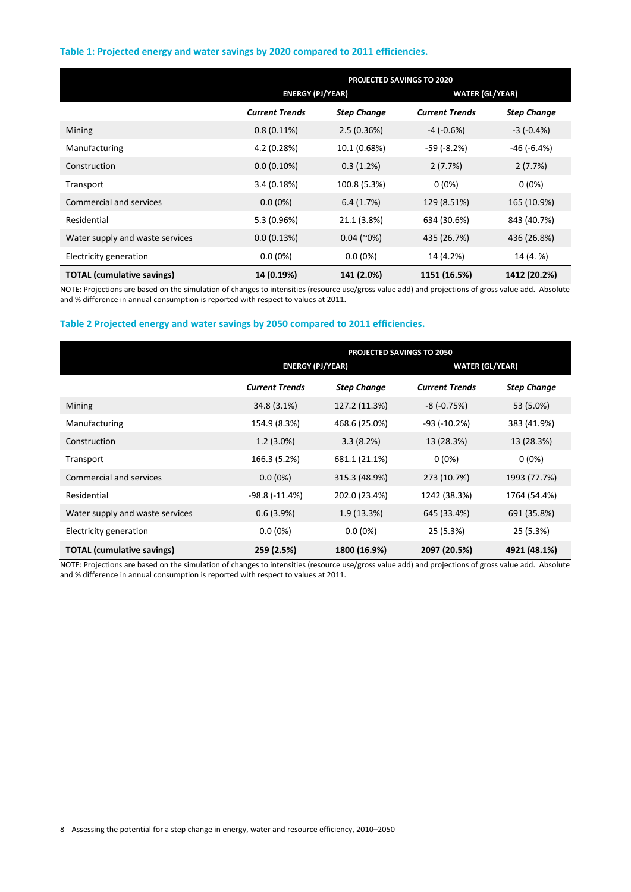**Table 1: Projected energy and water savings by 2020 compared to 2011 efficiencies.**

| | PROJECTED SAVINGS TO 2020 | | | |
|---|---|---|---|---|
| | ENERGY (PJ/YEAR) | | WATER (GL/YEAR) | |
| | *Current Trends* | *Step Change* | *Current Trends* | *Step Change* |
| Mining | 0.8 (0.11%) | 2.5 (0.36%) | -4 (-0.6%) | -3 (-0.4%) |
| Manufacturing | 4.2 (0.28%) | 10.1 (0.68%) | -59 (-8.2%) | -46 (-6.4%) |
| Construction | 0.0 (0.10%) | 0.3 (1.2%) | 2 (7.7%) | 2 (7.7%) |
| Transport | 3.4 (0.18%) | 100.8 (5.3%) | 0 (0%) | 0 (0%) |
| Commercial and services | 0.0 (0%) | 6.4 (1.7%) | 129 (8.51%) | 165 (10.9%) |
| Residential | 5.3 (0.96%) | 21.1 (3.8%) | 634 (30.6%) | 843 (40.7%) |
| Water supply and waste services | 0.0 (0.13%) | 0.04 (~0%) | 435 (26.7%) | 436 (26.8%) |
| Electricity generation | 0.0 (0%) | 0.0 (0%) | 14 (4.2%) | 14 (4. %) |
| **TOTAL (cumulative savings)** | **14 (0.19%)** | **141 (2.0%)** | **1151 (16.5%)** | **1412 (20.2%)** |

NOTE: Projections are based on the simulation of changes to intensities (resource use/gross value add) and projections of gross value add. Absolute and % difference in annual consumption is reported with respect to values at 2011.

**Table 2 Projected energy and water savings by 2050 compared to 2011 efficiencies.**

| | PROJECTED SAVINGS TO 2050 | | | |
|---|---|---|---|---|
| | ENERGY (PJ/YEAR) | | WATER (GL/YEAR) | |
| | *Current Trends* | *Step Change* | *Current Trends* | *Step Change* |
| Mining | 34.8 (3.1%) | 127.2 (11.3%) | -8 (-0.75%) | 53 (5.0%) |
| Manufacturing | 154.9 (8.3%) | 468.6 (25.0%) | -93 (-10.2%) | 383 (41.9%) |
| Construction | 1.2 (3.0%) | 3.3 (8.2%) | 13 (28.3%) | 13 (28.3%) |
| Transport | 166.3 (5.2%) | 681.1 (21.1%) | 0 (0%) | 0 (0%) |
| Commercial and services | 0.0 (0%) | 315.3 (48.9%) | 273 (10.7%) | 1993 (77.7%) |
| Residential | -98.8 (-11.4%) | 202.0 (23.4%) | 1242 (38.3%) | 1764 (54.4%) |
| Water supply and waste services | 0.6 (3.9%) | 1.9 (13.3%) | 645 (33.4%) | 691 (35.8%) |
| Electricity generation | 0.0 (0%) | 0.0 (0%) | 25 (5.3%) | 25 (5.3%) |
| **TOTAL (cumulative savings)** | **259 (2.5%)** | **1800 (16.9%)** | **2097 (20.5%)** | **4921 (48.1%)** |

NOTE: Projections are based on the simulation of changes to intensities (resource use/gross value add) and projections of gross value add. Absolute and % difference in annual consumption is reported with respect to values at 2011.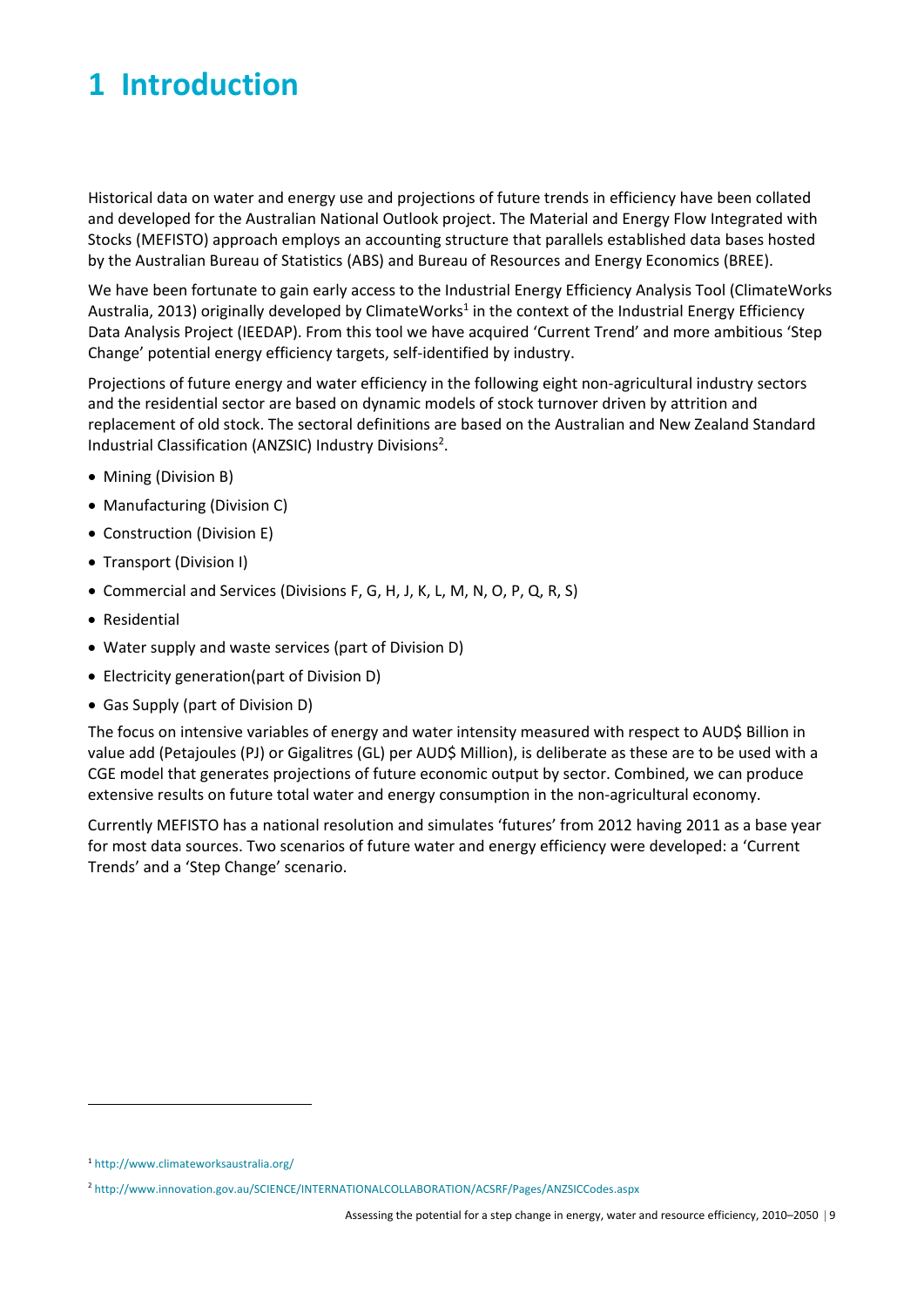# 1 Introduction

Historical data on water and energy use and projections of future trends in efficiency have been collated and developed for the Australian National Outlook project. The Material and Energy Flow Integrated with Stocks (MEFISTO) approach employs an accounting structure that parallels established data bases hosted by the Australian Bureau of Statistics (ABS) and Bureau of Resources and Energy Economics (BREE).

We have been fortunate to gain early access to the Industrial Energy Efficiency Analysis Tool (ClimateWorks Australia, 2013) originally developed by ClimateWorks[1] in the context of the Industrial Energy Efficiency Data Analysis Project (IEEDAP). From this tool we have acquired 'Current Trend' and more ambitious 'Step Change' potential energy efficiency targets, self-identified by industry.

Projections of future energy and water efficiency in the following eight non-agricultural industry sectors and the residential sector are based on dynamic models of stock turnover driven by attrition and replacement of old stock. The sectoral definitions are based on the Australian and New Zealand Standard Industrial Classification (ANZSIC) Industry Divisions[2].

- Mining (Division B)
- Manufacturing (Division C)
- Construction (Division E)
- Transport (Division I)
- Commercial and Services (Divisions F, G, H, J, K, L, M, N, O, P, Q, R, S)
- Residential
- Water supply and waste services (part of Division D)
- Electricity generation(part of Division D)
- Gas Supply (part of Division D)

The focus on intensive variables of energy and water intensity measured with respect to AUD$ Billion in value add (Petajoules (PJ) or Gigalitres (GL) per AUD$ Million), is deliberate as these are to be used with a CGE model that generates projections of future economic output by sector. Combined, we can produce extensive results on future total water and energy consumption in the non-agricultural economy.

Currently MEFISTO has a national resolution and simulates 'futures' from 2012 having 2011 as a base year for most data sources. Two scenarios of future water and energy efficiency were developed: a 'Current Trends' and a 'Step Change' scenario.

---

[1] http://www.climateworksaustralia.org/

[2] http://www.innovation.gov.au/SCIENCE/INTERNATIONALCOLLABORATION/ACSRF/Pages/ANZSICCodes.aspx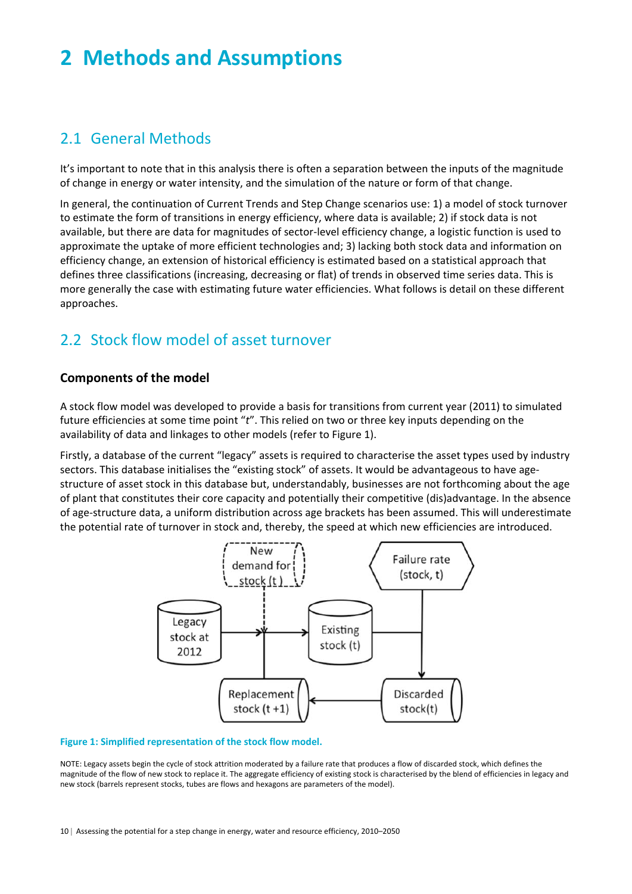# 2 Methods and Assumptions

## 2.1 General Methods

It's important to note that in this analysis there is often a separation between the inputs of the magnitude of change in energy or water intensity, and the simulation of the nature or form of that change.

In general, the continuation of Current Trends and Step Change scenarios use: 1) a model of stock turnover to estimate the form of transitions in energy efficiency, where data is available; 2) if stock data is not available, but there are data for magnitudes of sector-level efficiency change, a logistic function is used to approximate the uptake of more efficient technologies and; 3) lacking both stock data and information on efficiency change, an extension of historical efficiency is estimated based on a statistical approach that defines three classifications (increasing, decreasing or flat) of trends in observed time series data. This is more generally the case with estimating future water efficiencies. What follows is detail on these different approaches.

## 2.2 Stock flow model of asset turnover

### Components of the model

A stock flow model was developed to provide a basis for transitions from current year (2011) to simulated future efficiencies at some time point "*t*". This relied on two or three key inputs depending on the availability of data and linkages to other models (refer to Figure 1).

Firstly, a database of the current "legacy" assets is required to characterise the asset types used by industry sectors. This database initialises the "existing stock" of assets. It would be advantageous to have age-structure of asset stock in this database but, understandably, businesses are not forthcoming about the age of plant that constitutes their core capacity and potentially their competitive (dis)advantage. In the absence of age-structure data, a uniform distribution across age brackets has been assumed. This will underestimate the potential rate of turnover in stock and, thereby, the speed at which new efficiencies are introduced.

New demand for stock (t)

Failure rate (stock, t)

Legacy stock at 2012

Existing stock (t)

Replacement stock (t +1)

Discarded stock(t)

**Figure 1: Simplified representation of the stock flow model.**

NOTE: Legacy assets begin the cycle of stock attrition moderated by a failure rate that produces a flow of discarded stock, which defines the magnitude of the flow of new stock to replace it. The aggregate efficiency of existing stock is characterised by the blend of efficiencies in legacy and new stock (barrels represent stocks, tubes are flows and hexagons are parameters of the model).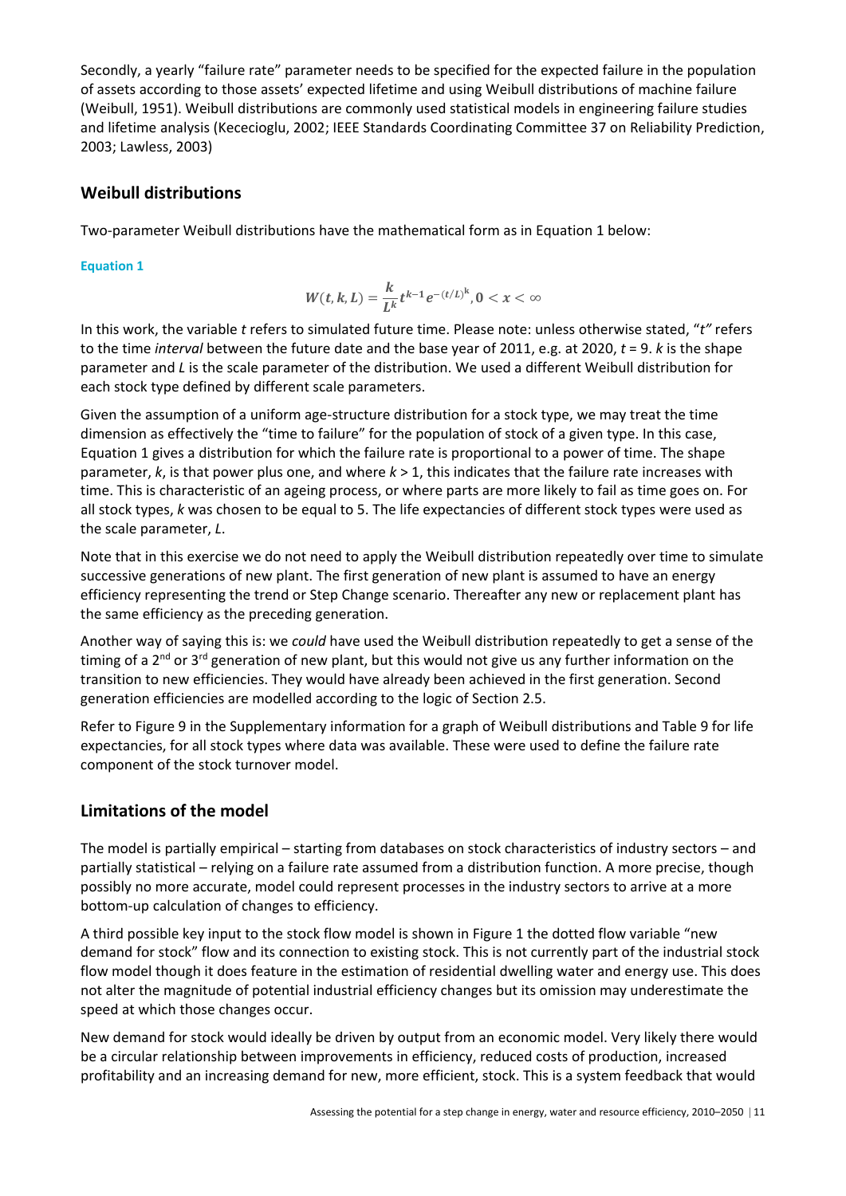Secondly, a yearly "failure rate" parameter needs to be specified for the expected failure in the population of assets according to those assets' expected lifetime and using Weibull distributions of machine failure (Weibull, 1951). Weibull distributions are commonly used statistical models in engineering failure studies and lifetime analysis (Kececioglu, 2002; IEEE Standards Coordinating Committee 37 on Reliability Prediction, 2003; Lawless, 2003)

## Weibull distributions

Two-parameter Weibull distributions have the mathematical form as in Equation 1 below:

**Equation 1**

$$W(t,k,L) = \frac{k}{L^k} t^{k-1} e^{-(t/L)^k}, 0 < x < \infty$$

In this work, the variable $t$ refers to simulated future time. Please note: unless otherwise stated, "$t$" refers to the time *interval* between the future date and the base year of 2011, e.g. at 2020, $t = 9$. $k$ is the shape parameter and $L$ is the scale parameter of the distribution. We used a different Weibull distribution for each stock type defined by different scale parameters.

Given the assumption of a uniform age-structure distribution for a stock type, we may treat the time dimension as effectively the "time to failure" for the population of stock of a given type. In this case, Equation 1 gives a distribution for which the failure rate is proportional to a power of time. The shape parameter, $k$, is that power plus one, and where $k > 1$, this indicates that the failure rate increases with time. This is characteristic of an ageing process, or where parts are more likely to fail as time goes on. For all stock types, $k$ was chosen to be equal to 5. The life expectancies of different stock types were used as the scale parameter, $L$.

Note that in this exercise we do not need to apply the Weibull distribution repeatedly over time to simulate successive generations of new plant. The first generation of new plant is assumed to have an energy efficiency representing the trend or Step Change scenario. Thereafter any new or replacement plant has the same efficiency as the preceding generation.

Another way of saying this is: we *could* have used the Weibull distribution repeatedly to get a sense of the timing of a 2nd or 3rd generation of new plant, but this would not give us any further information on the transition to new efficiencies. They would have already been achieved in the first generation. Second generation efficiencies are modelled according to the logic of Section 2.5.

Refer to Figure 9 in the Supplementary information for a graph of Weibull distributions and Table 9 for life expectancies, for all stock types where data was available. These were used to define the failure rate component of the stock turnover model.

## Limitations of the model

The model is partially empirical – starting from databases on stock characteristics of industry sectors – and partially statistical – relying on a failure rate assumed from a distribution function. A more precise, though possibly no more accurate, model could represent processes in the industry sectors to arrive at a more bottom-up calculation of changes to efficiency.

A third possible key input to the stock flow model is shown in Figure 1 the dotted flow variable "new demand for stock" flow and its connection to existing stock. This is not currently part of the industrial stock flow model though it does feature in the estimation of residential dwelling water and energy use. This does not alter the magnitude of potential industrial efficiency changes but its omission may underestimate the speed at which those changes occur.

New demand for stock would ideally be driven by output from an economic model. Very likely there would be a circular relationship between improvements in efficiency, reduced costs of production, increased profitability and an increasing demand for new, more efficient, stock. This is a system feedback that would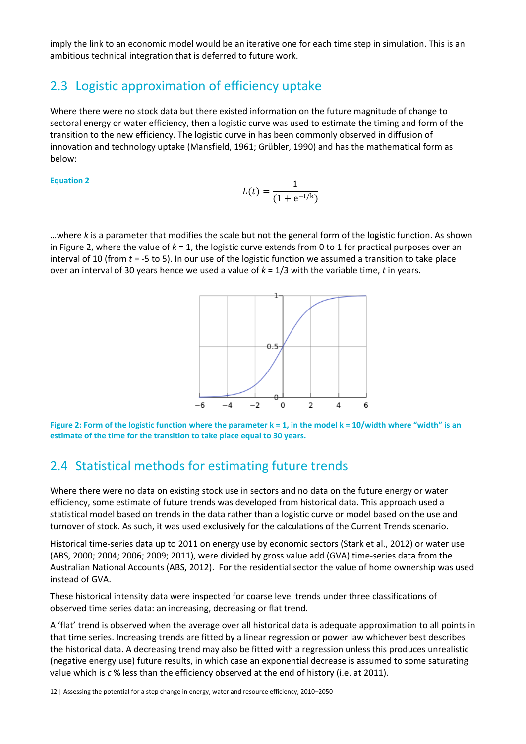imply the link to an economic model would be an iterative one for each time step in simulation. This is an ambitious technical integration that is deferred to future work.

## 2.3 Logistic approximation of efficiency uptake

Where there were no stock data but there existed information on the future magnitude of change to sectoral energy or water efficiency, then a logistic curve was used to estimate the timing and form of the transition to the new efficiency. The logistic curve in has been commonly observed in diffusion of innovation and technology uptake (Mansfield, 1961; Grübler, 1990) and has the mathematical form as below:

**Equation 2**

$$L(t) = \frac{1}{(1 + \mathrm{e}^{-t/k})}$$

…where *k* is a parameter that modifies the scale but not the general form of the logistic function. As shown in Figure 2, where the value of *k* = 1, the logistic curve extends from 0 to 1 for practical purposes over an interval of 10 (from *t* = -5 to 5). In our use of the logistic function we assumed a transition to take place over an interval of 30 years hence we used a value of *k* = 1/3 with the variable time, *t* in years.

**Figure 2: Form of the logistic function where the parameter k = 1, in the model k = 10/width where "width" is an estimate of the time for the transition to take place equal to 30 years.**

## 2.4 Statistical methods for estimating future trends

Where there were no data on existing stock use in sectors and no data on the future energy or water efficiency, some estimate of future trends was developed from historical data. This approach used a statistical model based on trends in the data rather than a logistic curve or model based on the use and turnover of stock. As such, it was used exclusively for the calculations of the Current Trends scenario.

Historical time-series data up to 2011 on energy use by economic sectors (Stark et al., 2012) or water use (ABS, 2000; 2004; 2006; 2009; 2011), were divided by gross value add (GVA) time-series data from the Australian National Accounts (ABS, 2012). For the residential sector the value of home ownership was used instead of GVA.

These historical intensity data were inspected for coarse level trends under three classifications of observed time series data: an increasing, decreasing or flat trend.

A 'flat' trend is observed when the average over all historical data is adequate approximation to all points in that time series. Increasing trends are fitted by a linear regression or power law whichever best describes the historical data. A decreasing trend may also be fitted with a regression unless this produces unrealistic (negative energy use) future results, in which case an exponential decrease is assumed to some saturating value which is *c* % less than the efficiency observed at the end of history (i.e. at 2011).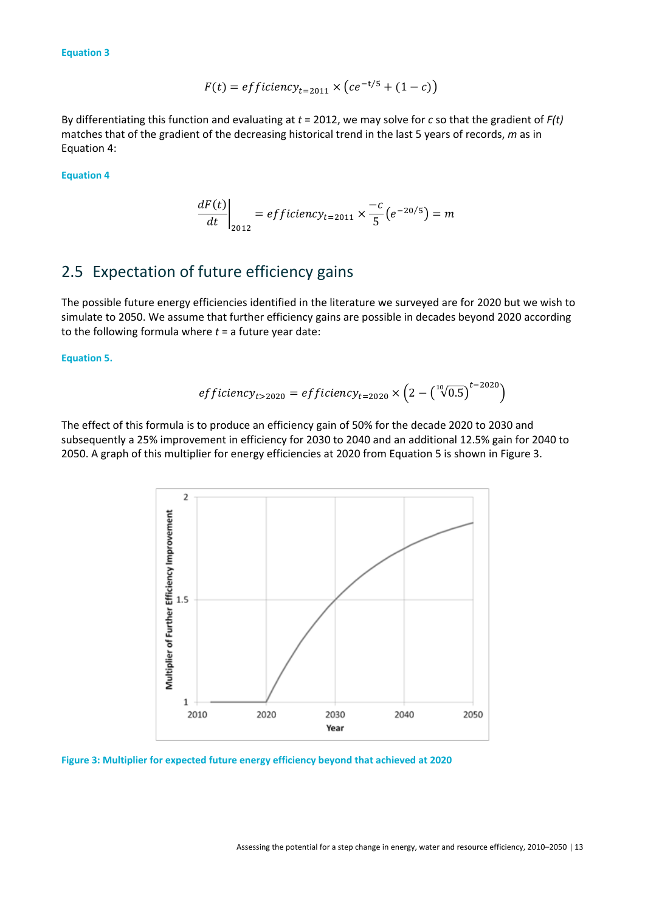**Equation 3**

$$F(t) = efficiency_{t=2011} \times \left(ce^{-t/5} + (1 - c)\right)$$

By differentiating this function and evaluating at $t$ = 2012, we may solve for $c$ so that the gradient of $F(t)$ matches that of the gradient of the decreasing historical trend in the last 5 years of records, $m$ as in Equation 4:

**Equation 4**

$$\left.\frac{dF(t)}{dt}\right|_{2012} = efficiency_{t=2011} \times \frac{-c}{5}\left(e^{-20/5}\right) = m$$

## 2.5 Expectation of future efficiency gains

The possible future energy efficiencies identified in the literature we surveyed are for 2020 but we wish to simulate to 2050. We assume that further efficiency gains are possible in decades beyond 2020 according to the following formula where $t$ = a future year date:

**Equation 5.**

$$efficiency_{t>2020} = efficiency_{t=2020} \times \left(2 - \left(\sqrt[10]{0.5}\right)^{t-2020}\right)$$

The effect of this formula is to produce an efficiency gain of 50% for the decade 2020 to 2030 and subsequently a 25% improvement in efficiency for 2030 to 2040 and an additional 12.5% gain for 2040 to 2050. A graph of this multiplier for energy efficiencies at 2020 from Equation 5 is shown in Figure 3.

**Figure 3: Multiplier for expected future energy efficiency beyond that achieved at 2020**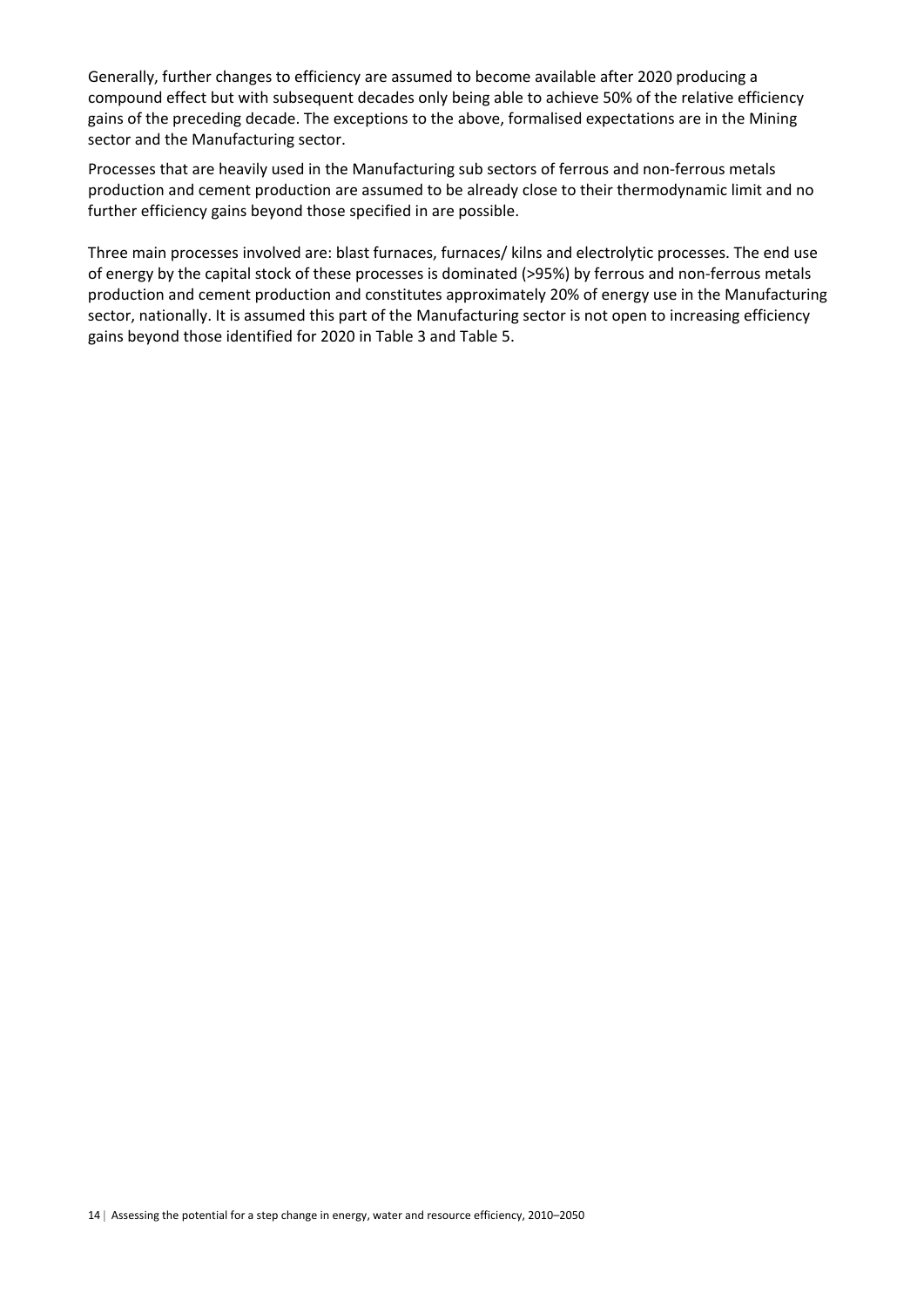Generally, further changes to efficiency are assumed to become available after 2020 producing a compound effect but with subsequent decades only being able to achieve 50% of the relative efficiency gains of the preceding decade. The exceptions to the above, formalised expectations are in the Mining sector and the Manufacturing sector.

Processes that are heavily used in the Manufacturing sub sectors of ferrous and non-ferrous metals production and cement production are assumed to be already close to their thermodynamic limit and no further efficiency gains beyond those specified in are possible.

Three main processes involved are: blast furnaces, furnaces/ kilns and electrolytic processes. The end use of energy by the capital stock of these processes is dominated (>95%) by ferrous and non-ferrous metals production and cement production and constitutes approximately 20% of energy use in the Manufacturing sector, nationally. It is assumed this part of the Manufacturing sector is not open to increasing efficiency gains beyond those identified for 2020 in Table 3 and Table 5.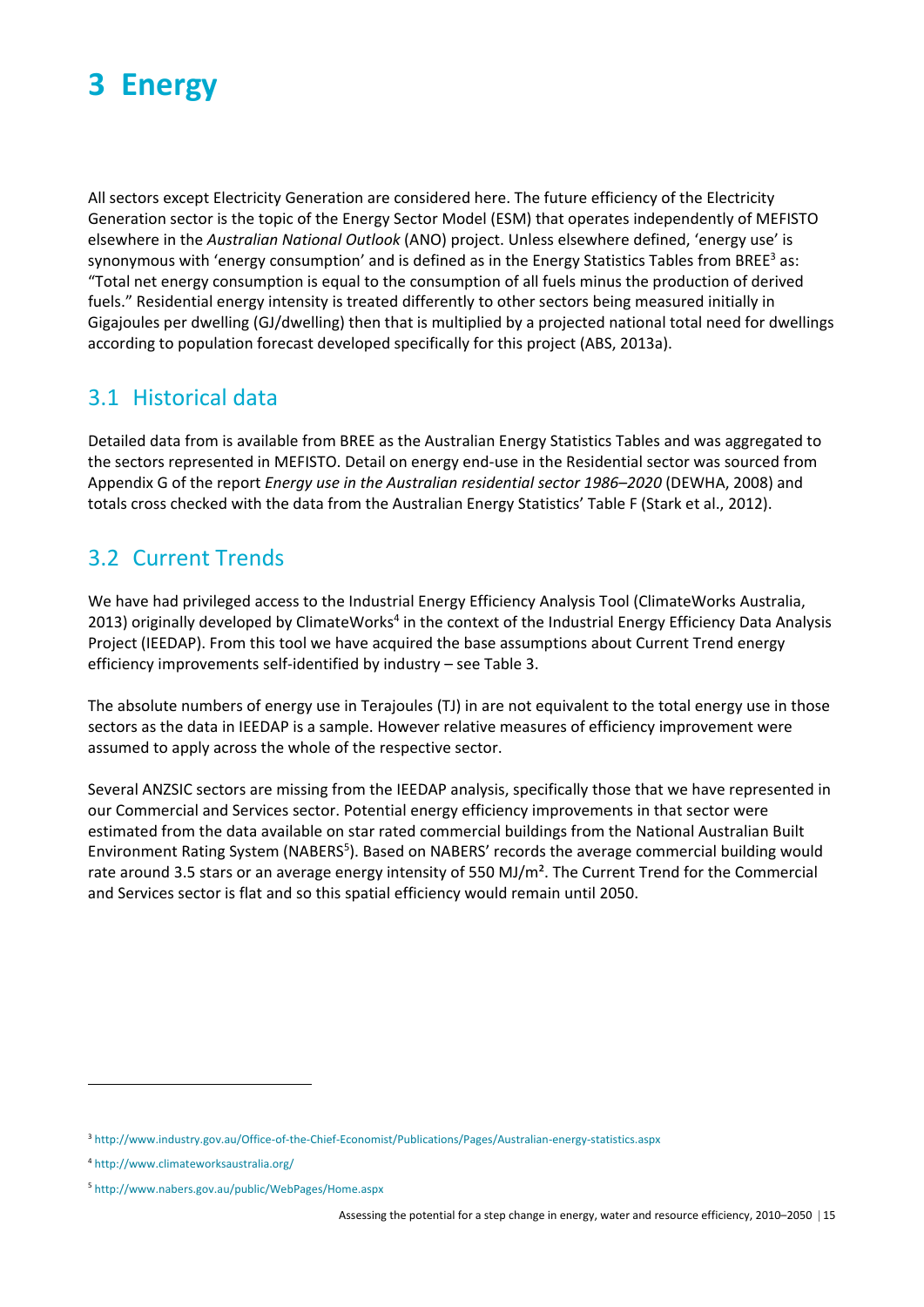# 3 Energy

All sectors except Electricity Generation are considered here. The future efficiency of the Electricity Generation sector is the topic of the Energy Sector Model (ESM) that operates independently of MEFISTO elsewhere in the *Australian National Outlook* (ANO) project. Unless elsewhere defined, 'energy use' is synonymous with 'energy consumption' and is defined as in the Energy Statistics Tables from BREE[3] as: "Total net energy consumption is equal to the consumption of all fuels minus the production of derived fuels." Residential energy intensity is treated differently to other sectors being measured initially in Gigajoules per dwelling (GJ/dwelling) then that is multiplied by a projected national total need for dwellings according to population forecast developed specifically for this project (ABS, 2013a).

## 3.1 Historical data

Detailed data from is available from BREE as the Australian Energy Statistics Tables and was aggregated to the sectors represented in MEFISTO. Detail on energy end-use in the Residential sector was sourced from Appendix G of the report *Energy use in the Australian residential sector 1986–2020* (DEWHA, 2008) and totals cross checked with the data from the Australian Energy Statistics' Table F (Stark et al., 2012).

## 3.2 Current Trends

We have had privileged access to the Industrial Energy Efficiency Analysis Tool (ClimateWorks Australia, 2013) originally developed by ClimateWorks[4] in the context of the Industrial Energy Efficiency Data Analysis Project (IEEDAP). From this tool we have acquired the base assumptions about Current Trend energy efficiency improvements self-identified by industry – see Table 3.

The absolute numbers of energy use in Terajoules (TJ) in are not equivalent to the total energy use in those sectors as the data in IEEDAP is a sample. However relative measures of efficiency improvement were assumed to apply across the whole of the respective sector.

Several ANZSIC sectors are missing from the IEEDAP analysis, specifically those that we have represented in our Commercial and Services sector. Potential energy efficiency improvements in that sector were estimated from the data available on star rated commercial buildings from the National Australian Built Environment Rating System (NABERS[5]). Based on NABERS' records the average commercial building would rate around 3.5 stars or an average energy intensity of 550 MJ/m². The Current Trend for the Commercial and Services sector is flat and so this spatial efficiency would remain until 2050.

---

[3] http://www.industry.gov.au/Office-of-the-Chief-Economist/Publications/Pages/Australian-energy-statistics.aspx

[4] http://www.climateworksaustralia.org/

[5] http://www.nabers.gov.au/public/WebPages/Home.aspx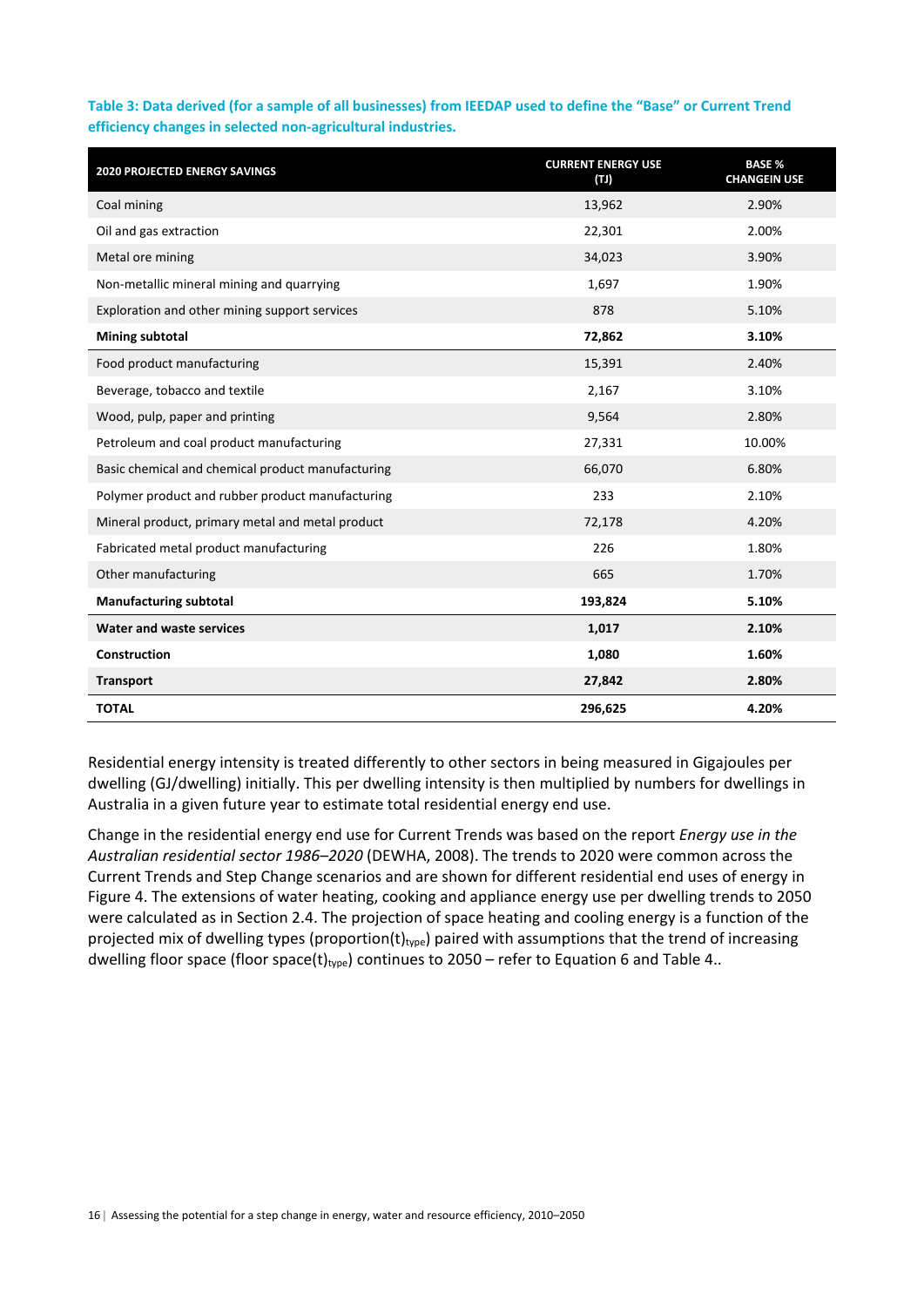**Table 3: Data derived (for a sample of all businesses) from IEEDAP used to define the "Base" or Current Trend efficiency changes in selected non-agricultural industries.**

| 2020 PROJECTED ENERGY SAVINGS | CURRENT ENERGY USE (TJ) | BASE % CHANGEIN USE |
|---|---|---|
| Coal mining | 13,962 | 2.90% |
| Oil and gas extraction | 22,301 | 2.00% |
| Metal ore mining | 34,023 | 3.90% |
| Non-metallic mineral mining and quarrying | 1,697 | 1.90% |
| Exploration and other mining support services | 878 | 5.10% |
| **Mining subtotal** | **72,862** | **3.10%** |
| Food product manufacturing | 15,391 | 2.40% |
| Beverage, tobacco and textile | 2,167 | 3.10% |
| Wood, pulp, paper and printing | 9,564 | 2.80% |
| Petroleum and coal product manufacturing | 27,331 | 10.00% |
| Basic chemical and chemical product manufacturing | 66,070 | 6.80% |
| Polymer product and rubber product manufacturing | 233 | 2.10% |
| Mineral product, primary metal and metal product | 72,178 | 4.20% |
| Fabricated metal product manufacturing | 226 | 1.80% |
| Other manufacturing | 665 | 1.70% |
| **Manufacturing subtotal** | **193,824** | **5.10%** |
| **Water and waste services** | **1,017** | **2.10%** |
| **Construction** | **1,080** | **1.60%** |
| **Transport** | **27,842** | **2.80%** |
| **TOTAL** | **296,625** | **4.20%** |

Residential energy intensity is treated differently to other sectors in being measured in Gigajoules per dwelling (GJ/dwelling) initially. This per dwelling intensity is then multiplied by numbers for dwellings in Australia in a given future year to estimate total residential energy end use.

Change in the residential energy end use for Current Trends was based on the report *Energy use in the Australian residential sector 1986–2020* (DEWHA, 2008). The trends to 2020 were common across the Current Trends and Step Change scenarios and are shown for different residential end uses of energy in Figure 4. The extensions of water heating, cooking and appliance energy use per dwelling trends to 2050 were calculated as in Section 2.4. The projection of space heating and cooling energy is a function of the projected mix of dwelling types ($\text{proportion}(t)_{type}$) paired with assumptions that the trend of increasing dwelling floor space ($\text{floor space}(t)_{type}$) continues to 2050 – refer to Equation 6 and Table 4..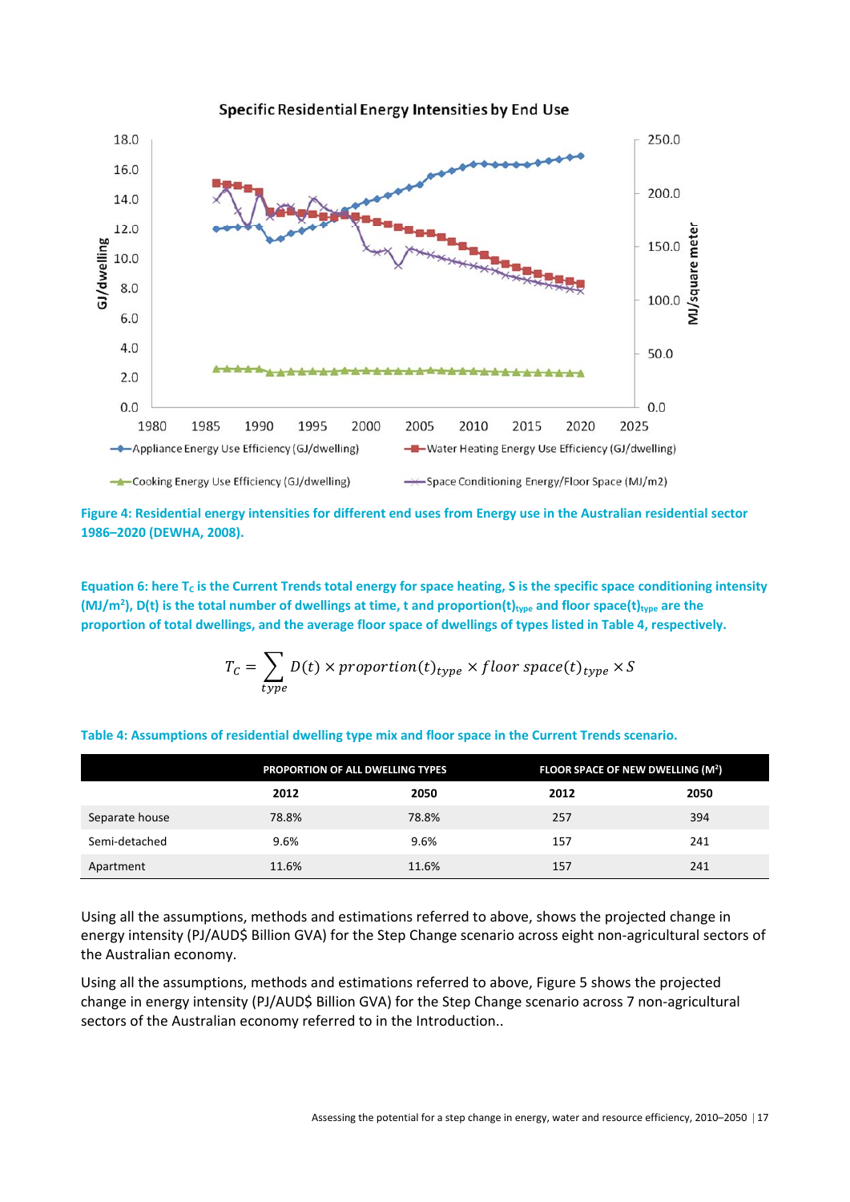Figure 4: Residential energy intensities for different end uses from Energy use in the Australian residential sector 1986–2020 (DEWHA, 2008).

Equation 6: here $T_C$ is the Current Trends total energy for space heating, S is the specific space conditioning intensity (MJ/m²), D(t) is the total number of dwellings at time, t and $proportion(t)_{type}$ and $floor\ space(t)_{type}$ are the proportion of total dwellings, and the average floor space of dwellings of types listed in Table 4, respectively.

$$T_C = \sum_{type} D(t) \times proportion(t)_{type} \times floor\ space(t)_{type} \times S$$

Table 4: Assumptions of residential dwelling type mix and floor space in the Current Trends scenario.

| | PROPORTION OF ALL DWELLING TYPES | | FLOOR SPACE OF NEW DWELLING (M²) | |
|---|---|---|---|---|
| | 2012 | 2050 | 2012 | 2050 |
| Separate house | 78.8% | 78.8% | 257 | 394 |
| Semi-detached | 9.6% | 9.6% | 157 | 241 |
| Apartment | 11.6% | 11.6% | 157 | 241 |

Using all the assumptions, methods and estimations referred to above, shows the projected change in energy intensity (PJ/AUD$ Billion GVA) for the Step Change scenario across eight non-agricultural sectors of the Australian economy.

Using all the assumptions, methods and estimations referred to above, Figure 5 shows the projected change in energy intensity (PJ/AUD$ Billion GVA) for the Step Change scenario across 7 non-agricultural sectors of the Australian economy referred to in the Introduction..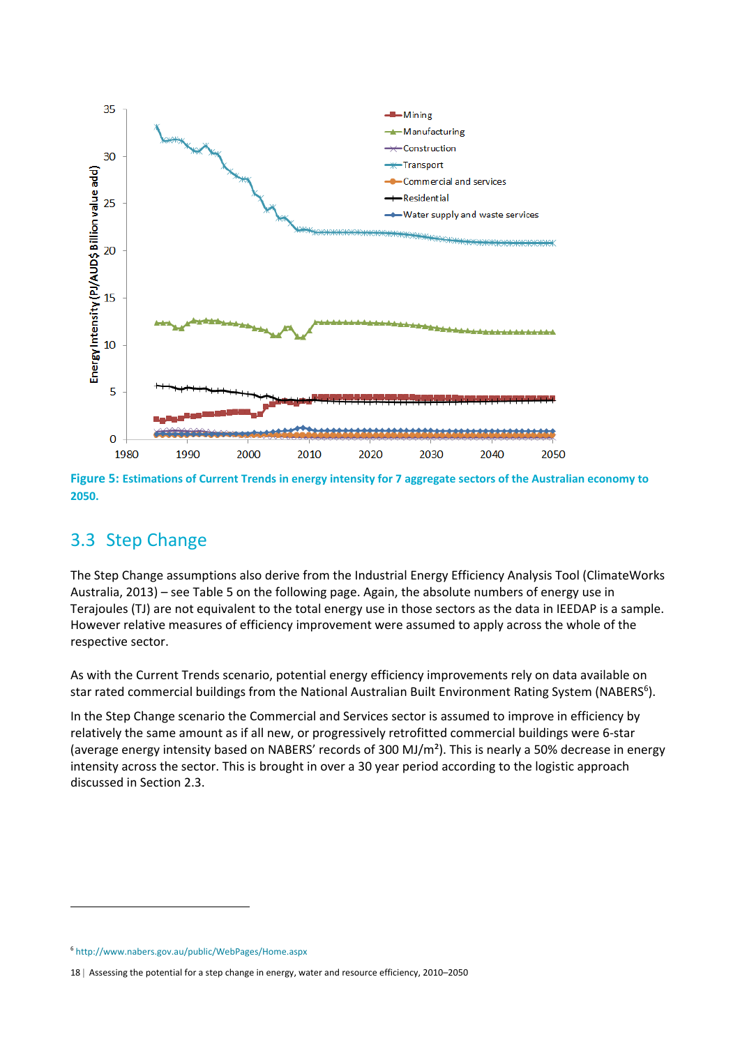Figure 5: Estimations of Current Trends in energy intensity for 7 aggregate sectors of the Australian economy to 2050.

## 3.3 Step Change

The Step Change assumptions also derive from the Industrial Energy Efficiency Analysis Tool (ClimateWorks Australia, 2013) – see Table 5 on the following page. Again, the absolute numbers of energy use in Terajoules (TJ) are not equivalent to the total energy use in those sectors as the data in IEEDAP is a sample. However relative measures of efficiency improvement were assumed to apply across the whole of the respective sector.

As with the Current Trends scenario, potential energy efficiency improvements rely on data available on star rated commercial buildings from the National Australian Built Environment Rating System (NABERS[6]).

In the Step Change scenario the Commercial and Services sector is assumed to improve in efficiency by relatively the same amount as if all new, or progressively retrofitted commercial buildings were 6-star (average energy intensity based on NABERS' records of 300 MJ/m²). This is nearly a 50% decrease in energy intensity across the sector. This is brought in over a 30 year period according to the logistic approach discussed in Section 2.3.

[6] http://www.nabers.gov.au/public/WebPages/Home.aspx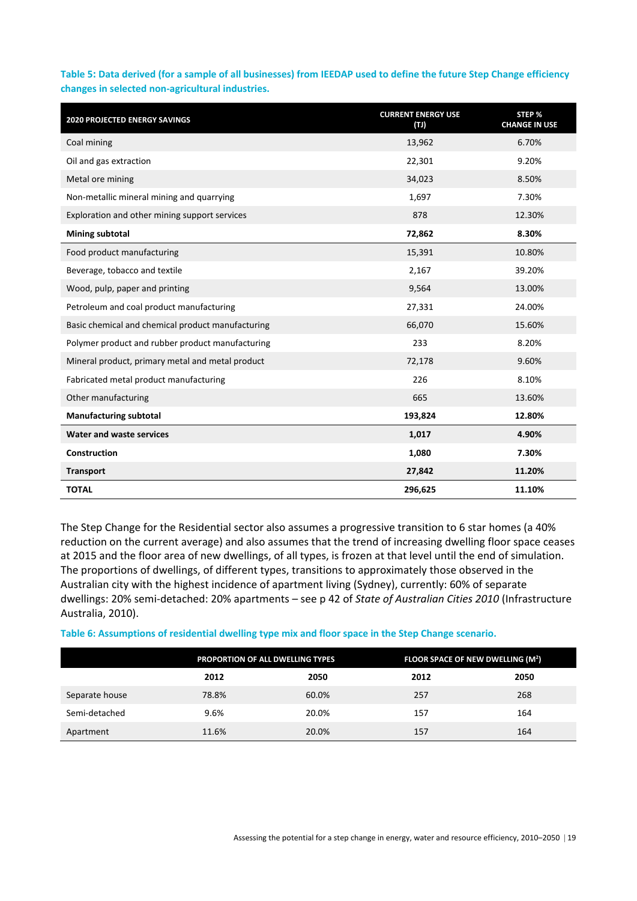**Table 5: Data derived (for a sample of all businesses) from IEEDAP used to define the future Step Change efficiency changes in selected non-agricultural industries.**

| 2020 PROJECTED ENERGY SAVINGS | CURRENT ENERGY USE (TJ) | STEP % CHANGE IN USE |
|---|---|---|
| Coal mining | 13,962 | 6.70% |
| Oil and gas extraction | 22,301 | 9.20% |
| Metal ore mining | 34,023 | 8.50% |
| Non-metallic mineral mining and quarrying | 1,697 | 7.30% |
| Exploration and other mining support services | 878 | 12.30% |
| **Mining subtotal** | **72,862** | **8.30%** |
| Food product manufacturing | 15,391 | 10.80% |
| Beverage, tobacco and textile | 2,167 | 39.20% |
| Wood, pulp, paper and printing | 9,564 | 13.00% |
| Petroleum and coal product manufacturing | 27,331 | 24.00% |
| Basic chemical and chemical product manufacturing | 66,070 | 15.60% |
| Polymer product and rubber product manufacturing | 233 | 8.20% |
| Mineral product, primary metal and metal product | 72,178 | 9.60% |
| Fabricated metal product manufacturing | 226 | 8.10% |
| Other manufacturing | 665 | 13.60% |
| **Manufacturing subtotal** | **193,824** | **12.80%** |
| **Water and waste services** | **1,017** | **4.90%** |
| **Construction** | **1,080** | **7.30%** |
| **Transport** | **27,842** | **11.20%** |
| **TOTAL** | **296,625** | **11.10%** |

The Step Change for the Residential sector also assumes a progressive transition to 6 star homes (a 40% reduction on the current average) and also assumes that the trend of increasing dwelling floor space ceases at 2015 and the floor area of new dwellings, of all types, is frozen at that level until the end of simulation. The proportions of dwellings, of different types, transitions to approximately those observed in the Australian city with the highest incidence of apartment living (Sydney), currently: 60% of separate dwellings: 20% semi-detached: 20% apartments – see p 42 of *State of Australian Cities 2010* (Infrastructure Australia, 2010).

**Table 6: Assumptions of residential dwelling type mix and floor space in the Step Change scenario.**

| | PROPORTION OF ALL DWELLING TYPES | | FLOOR SPACE OF NEW DWELLING ($M^2$) | |
|---|---|---|---|---|
| | 2012 | 2050 | 2012 | 2050 |
| Separate house | 78.8% | 60.0% | 257 | 268 |
| Semi-detached | 9.6% | 20.0% | 157 | 164 |
| Apartment | 11.6% | 20.0% | 157 | 164 |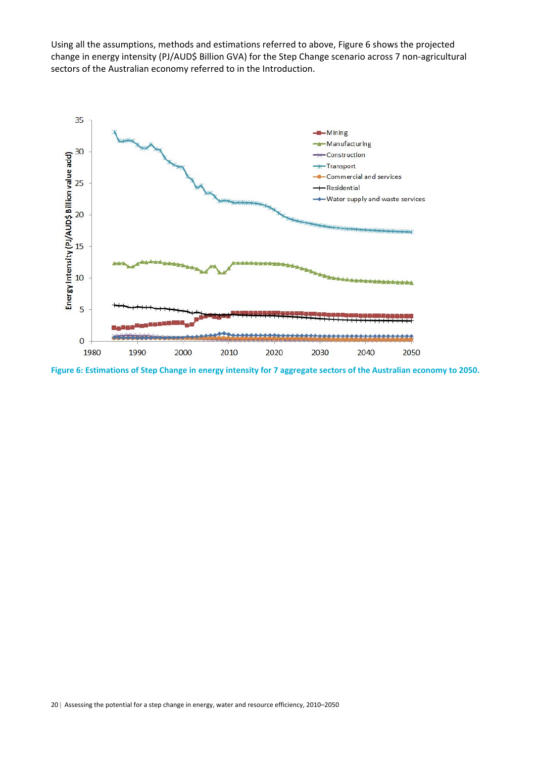Using all the assumptions, methods and estimations referred to above, Figure 6 shows the projected change in energy intensity (PJ/AUD$ Billion GVA) for the Step Change scenario across 7 non-agricultural sectors of the Australian economy referred to in the Introduction.

**Figure 6: Estimations of Step Change in energy intensity for 7 aggregate sectors of the Australian economy to 2050.**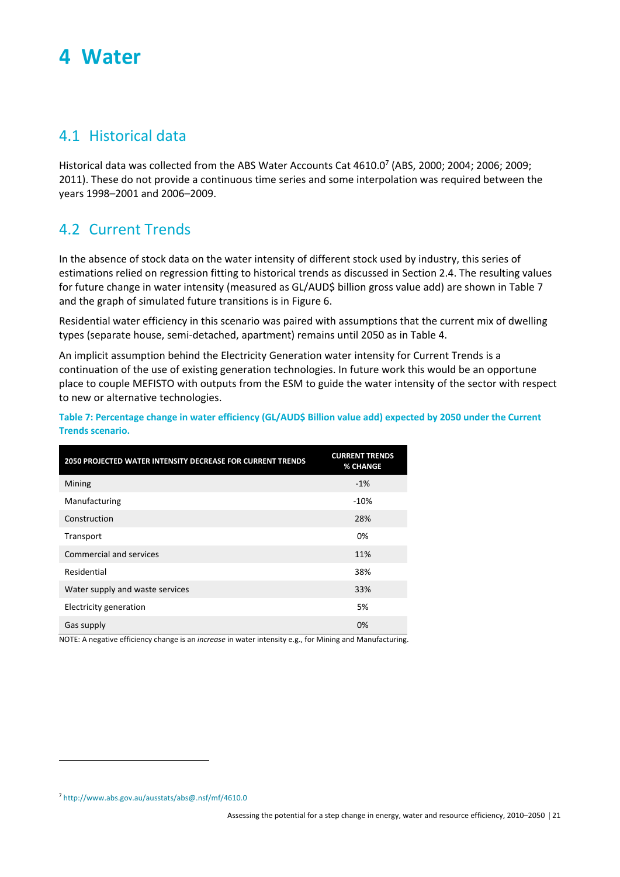# 4 Water

## 4.1 Historical data

Historical data was collected from the ABS Water Accounts Cat 4610.0[7] (ABS, 2000; 2004; 2006; 2009; 2011). These do not provide a continuous time series and some interpolation was required between the years 1998–2001 and 2006–2009.

## 4.2 Current Trends

In the absence of stock data on the water intensity of different stock used by industry, this series of estimations relied on regression fitting to historical trends as discussed in Section 2.4. The resulting values for future change in water intensity (measured as GL/AUD$ billion gross value add) are shown in Table 7 and the graph of simulated future transitions is in Figure 6.

Residential water efficiency in this scenario was paired with assumptions that the current mix of dwelling types (separate house, semi-detached, apartment) remains until 2050 as in Table 4.

An implicit assumption behind the Electricity Generation water intensity for Current Trends is a continuation of the use of existing generation technologies. In future work this would be an opportune place to couple MEFISTO with outputs from the ESM to guide the water intensity of the sector with respect to new or alternative technologies.

**Table 7: Percentage change in water efficiency (GL/AUD$ Billion value add) expected by 2050 under the Current Trends scenario.**

| 2050 PROJECTED WATER INTENSITY DECREASE FOR CURRENT TRENDS | CURRENT TRENDS % CHANGE |
|---|---|
| Mining | -1% |
| Manufacturing | -10% |
| Construction | 28% |
| Transport | 0% |
| Commercial and services | 11% |
| Residential | 38% |
| Water supply and waste services | 33% |
| Electricity generation | 5% |
| Gas supply | 0% |

NOTE: A negative efficiency change is an *increase* in water intensity e.g., for Mining and Manufacturing.

[7] http://www.abs.gov.au/ausstats/abs@.nsf/mf/4610.0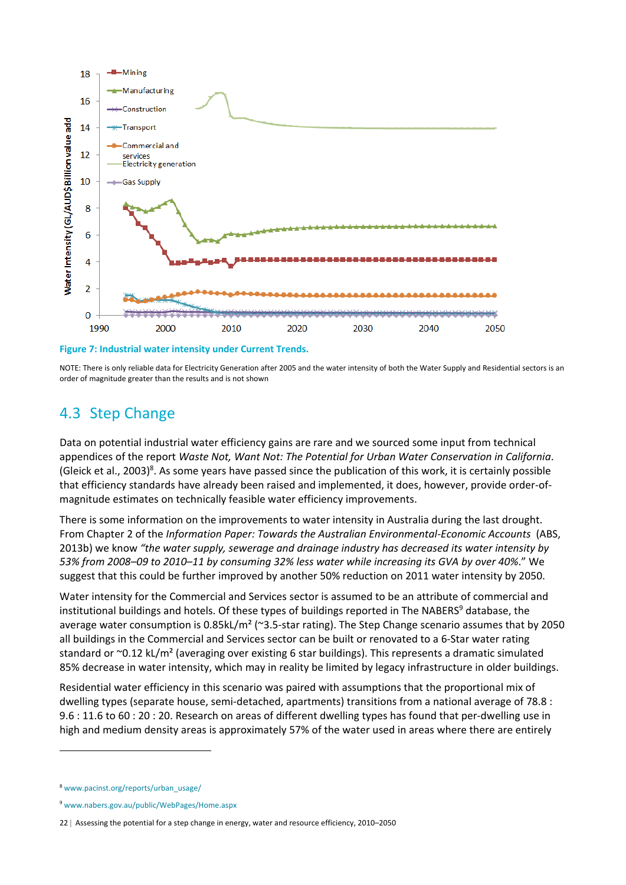Figure 7: Industrial water intensity under Current Trends.

NOTE: There is only reliable data for Electricity Generation after 2005 and the water intensity of both the Water Supply and Residential sectors is an order of magnitude greater than the results and is not shown

## 4.3 Step Change

Data on potential industrial water efficiency gains are rare and we sourced some input from technical appendices of the report *Waste Not, Want Not: The Potential for Urban Water Conservation in California*. (Gleick et al., 2003)[8]. As some years have passed since the publication of this work, it is certainly possible that efficiency standards have already been raised and implemented, it does, however, provide order-of-magnitude estimates on technically feasible water efficiency improvements.

There is some information on the improvements to water intensity in Australia during the last drought. From Chapter 2 of the *Information Paper: Towards the Australian Environmental-Economic Accounts* (ABS, 2013b) we know *"the water supply, sewerage and drainage industry has decreased its water intensity by 53% from 2008–09 to 2010–11 by consuming 32% less water while increasing its GVA by over 40%*." We suggest that this could be further improved by another 50% reduction on 2011 water intensity by 2050.

Water intensity for the Commercial and Services sector is assumed to be an attribute of commercial and institutional buildings and hotels. Of these types of buildings reported in The NABERS[9] database, the average water consumption is 0.85kL/m² (~3.5-star rating). The Step Change scenario assumes that by 2050 all buildings in the Commercial and Services sector can be built or renovated to a 6-Star water rating standard or ~0.12 kL/m² (averaging over existing 6 star buildings). This represents a dramatic simulated 85% decrease in water intensity, which may in reality be limited by legacy infrastructure in older buildings.

Residential water efficiency in this scenario was paired with assumptions that the proportional mix of dwelling types (separate house, semi-detached, apartments) transitions from a national average of 78.8 : 9.6 : 11.6 to 60 : 20 : 20. Research on areas of different dwelling types has found that per-dwelling use in high and medium density areas is approximately 57% of the water used in areas where there are entirely

[8] www.pacinst.org/reports/urban_usage/

[9] www.nabers.gov.au/public/WebPages/Home.aspx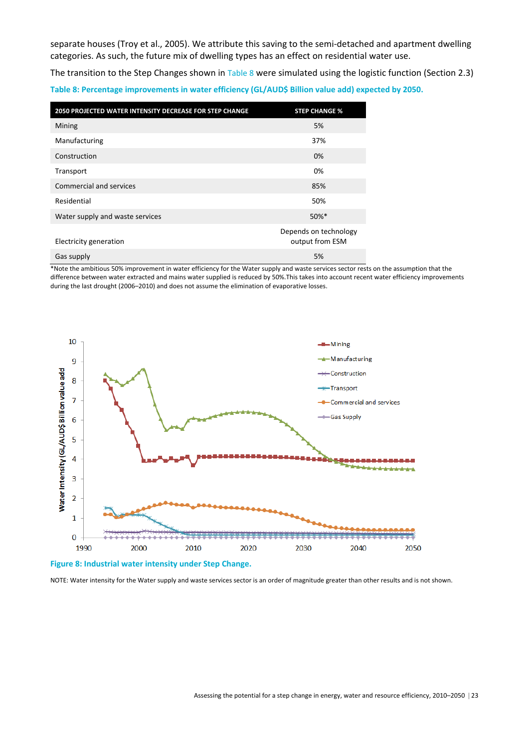separate houses (Troy et al., 2005). We attribute this saving to the semi-detached and apartment dwelling categories. As such, the future mix of dwelling types has an effect on residential water use.

The transition to the Step Changes shown in Table 8 were simulated using the logistic function (Section 2.3)

**Table 8: Percentage improvements in water efficiency (GL/AUD$ Billion value add) expected by 2050.**

| 2050 PROJECTED WATER INTENSITY DECREASE FOR STEP CHANGE | STEP CHANGE % |
|---|---|
| Mining | 5% |
| Manufacturing | 37% |
| Construction | 0% |
| Transport | 0% |
| Commercial and services | 85% |
| Residential | 50% |
| Water supply and waste services | 50%* |
| Electricity generation | Depends on technology output from ESM |
| Gas supply | 5% |

*Note the ambitious 50% improvement in water efficiency for the Water supply and waste services sector rests on the assumption that the difference between water extracted and mains water supplied is reduced by 50%.This takes into account recent water efficiency improvements during the last drought (2006–2010) and does not assume the elimination of evaporative losses.

**Figure 8: Industrial water intensity under Step Change.**

NOTE: Water intensity for the Water supply and waste services sector is an order of magnitude greater than other results and is not shown.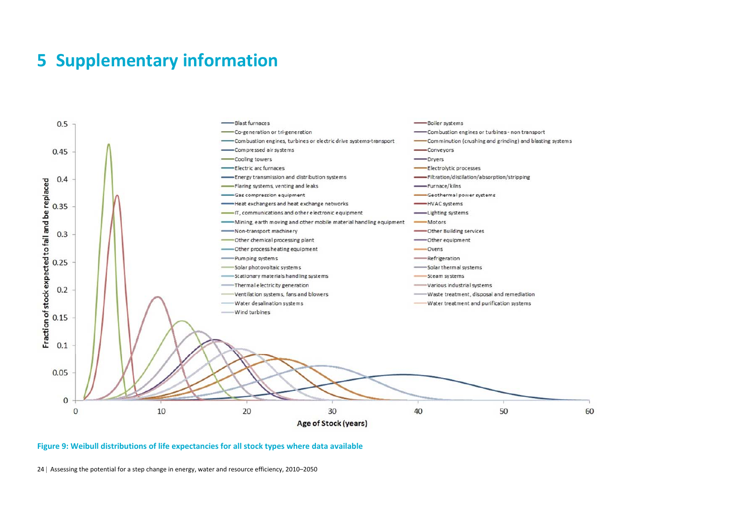# 5 Supplementary information

**Figure 9: Weibull distributions of life expectancies for all stock types where data available**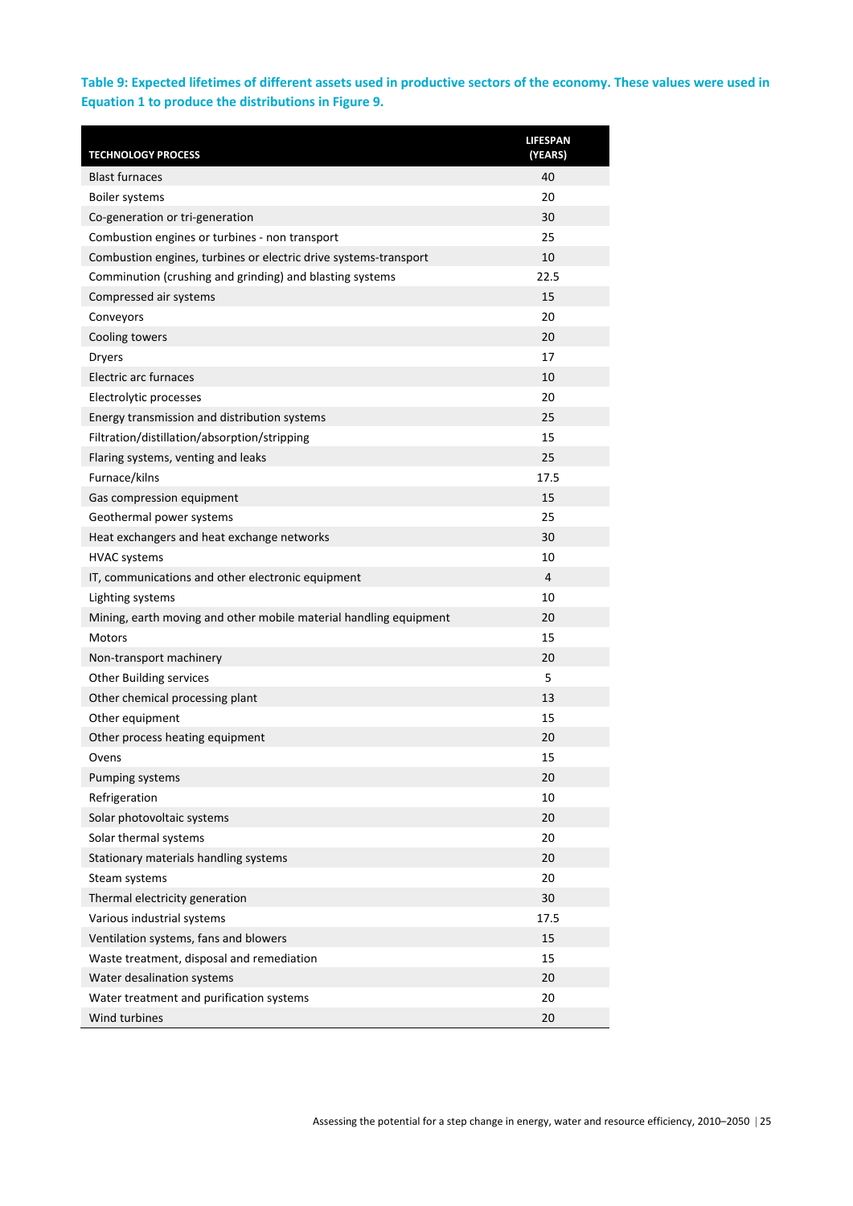**Table 9: Expected lifetimes of different assets used in productive sectors of the economy. These values were used in Equation 1 to produce the distributions in Figure 9.**

| TECHNOLOGY PROCESS | LIFESPAN (YEARS) |
|---|---|
| Blast furnaces | 40 |
| Boiler systems | 20 |
| Co-generation or tri-generation | 30 |
| Combustion engines or turbines - non transport | 25 |
| Combustion engines, turbines or electric drive systems-transport | 10 |
| Comminution (crushing and grinding) and blasting systems | 22.5 |
| Compressed air systems | 15 |
| Conveyors | 20 |
| Cooling towers | 20 |
| Dryers | 17 |
| Electric arc furnaces | 10 |
| Electrolytic processes | 20 |
| Energy transmission and distribution systems | 25 |
| Filtration/distillation/absorption/stripping | 15 |
| Flaring systems, venting and leaks | 25 |
| Furnace/kilns | 17.5 |
| Gas compression equipment | 15 |
| Geothermal power systems | 25 |
| Heat exchangers and heat exchange networks | 30 |
| HVAC systems | 10 |
| IT, communications and other electronic equipment | 4 |
| Lighting systems | 10 |
| Mining, earth moving and other mobile material handling equipment | 20 |
| Motors | 15 |
| Non-transport machinery | 20 |
| Other Building services | 5 |
| Other chemical processing plant | 13 |
| Other equipment | 15 |
| Other process heating equipment | 20 |
| Ovens | 15 |
| Pumping systems | 20 |
| Refrigeration | 10 |
| Solar photovoltaic systems | 20 |
| Solar thermal systems | 20 |
| Stationary materials handling systems | 20 |
| Steam systems | 20 |
| Thermal electricity generation | 30 |
| Various industrial systems | 17.5 |
| Ventilation systems, fans and blowers | 15 |
| Waste treatment, disposal and remediation | 15 |
| Water desalination systems | 20 |
| Water treatment and purification systems | 20 |
| Wind turbines | 20 |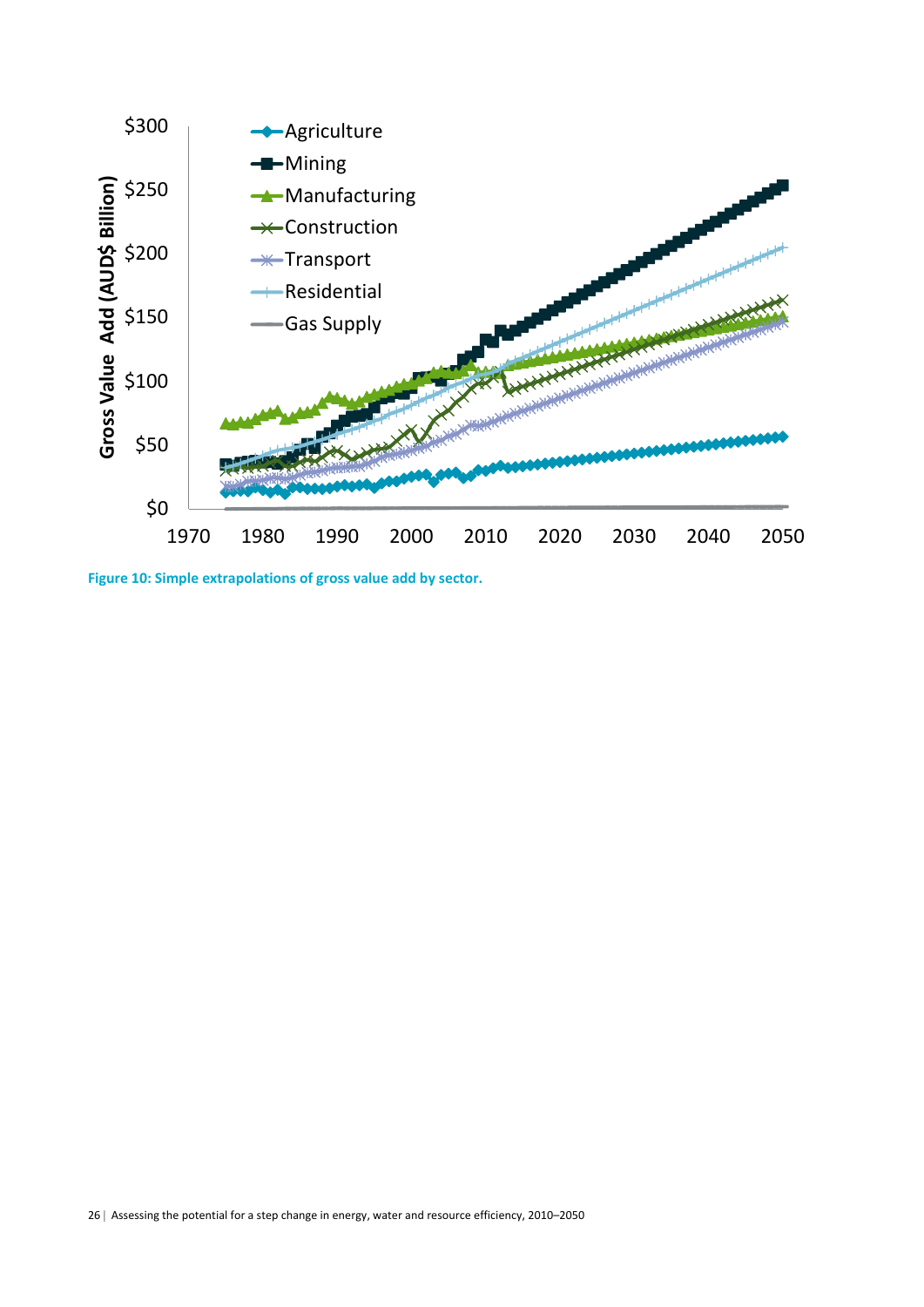Figure 10: Simple extrapolations of gross value add by sector.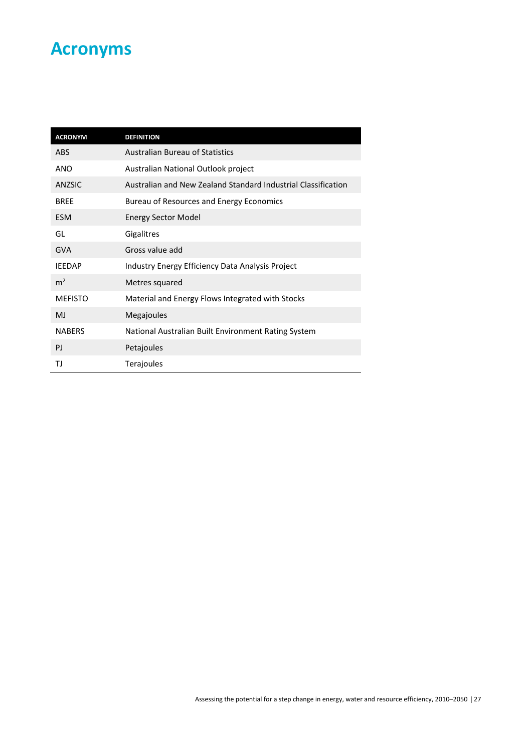# Acronyms

| ACRONYM | DEFINITION |
| --- | --- |
| ABS | Australian Bureau of Statistics |
| ANO | Australian National Outlook project |
| ANZSIC | Australian and New Zealand Standard Industrial Classification |
| BREE | Bureau of Resources and Energy Economics |
| ESM | Energy Sector Model |
| GL | Gigalitres |
| GVA | Gross value add |
| IEEDAP | Industry Energy Efficiency Data Analysis Project |
| $m^2$ | Metres squared |
| MEFISTO | Material and Energy Flows Integrated with Stocks |
| MJ | Megajoules |
| NABERS | National Australian Built Environment Rating System |
| PJ | Petajoules |
| TJ | Terajoules |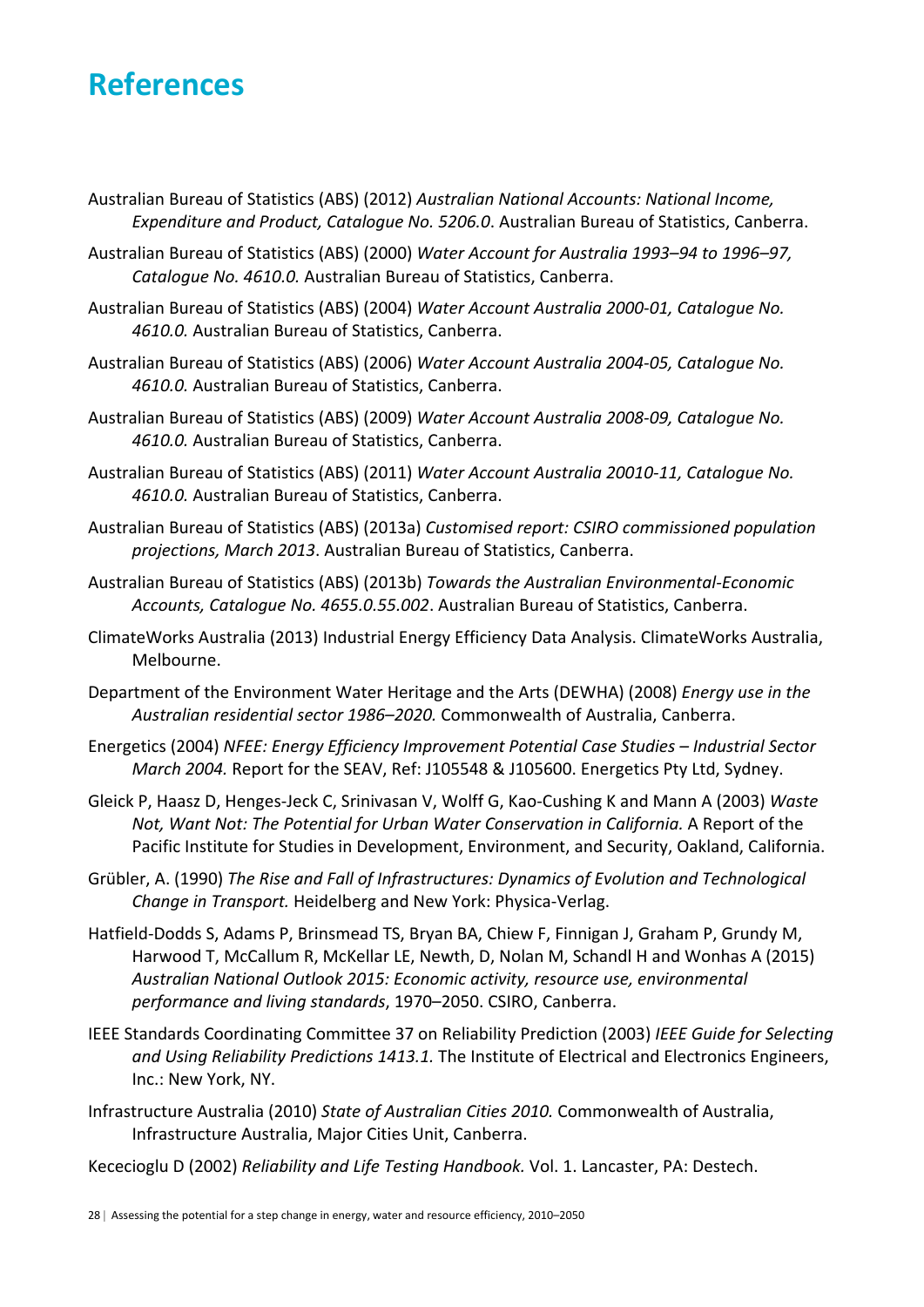# References

Australian Bureau of Statistics (ABS) (2012) *Australian National Accounts: National Income, Expenditure and Product, Catalogue No. 5206.0*. Australian Bureau of Statistics, Canberra.

Australian Bureau of Statistics (ABS) (2000) *Water Account for Australia 1993–94 to 1996–97, Catalogue No. 4610.0.* Australian Bureau of Statistics, Canberra.

Australian Bureau of Statistics (ABS) (2004) *Water Account Australia 2000-01, Catalogue No. 4610.0.* Australian Bureau of Statistics, Canberra.

Australian Bureau of Statistics (ABS) (2006) *Water Account Australia 2004-05, Catalogue No. 4610.0.* Australian Bureau of Statistics, Canberra.

Australian Bureau of Statistics (ABS) (2009) *Water Account Australia 2008-09, Catalogue No. 4610.0.* Australian Bureau of Statistics, Canberra.

Australian Bureau of Statistics (ABS) (2011) *Water Account Australia 20010-11, Catalogue No. 4610.0.* Australian Bureau of Statistics, Canberra.

Australian Bureau of Statistics (ABS) (2013a) *Customised report: CSIRO commissioned population projections, March 2013*. Australian Bureau of Statistics, Canberra.

Australian Bureau of Statistics (ABS) (2013b) *Towards the Australian Environmental-Economic Accounts, Catalogue No. 4655.0.55.002*. Australian Bureau of Statistics, Canberra.

ClimateWorks Australia (2013) Industrial Energy Efficiency Data Analysis. ClimateWorks Australia, Melbourne.

Department of the Environment Water Heritage and the Arts (DEWHA) (2008) *Energy use in the Australian residential sector 1986–2020.* Commonwealth of Australia, Canberra.

Energetics (2004) *NFEE: Energy Efficiency Improvement Potential Case Studies – Industrial Sector March 2004.* Report for the SEAV, Ref: J105548 & J105600. Energetics Pty Ltd, Sydney.

Gleick P, Haasz D, Henges-Jeck C, Srinivasan V, Wolff G, Kao-Cushing K and Mann A (2003) *Waste Not, Want Not: The Potential for Urban Water Conservation in California.* A Report of the Pacific Institute for Studies in Development, Environment, and Security, Oakland, California.

Grübler, A. (1990) *The Rise and Fall of Infrastructures: Dynamics of Evolution and Technological Change in Transport.* Heidelberg and New York: Physica-Verlag.

Hatfield-Dodds S, Adams P, Brinsmead TS, Bryan BA, Chiew F, Finnigan J, Graham P, Grundy M, Harwood T, McCallum R, McKellar LE, Newth, D, Nolan M, Schandl H and Wonhas A (2015) *Australian National Outlook 2015: Economic activity, resource use, environmental performance and living standards*, 1970–2050. CSIRO, Canberra.

IEEE Standards Coordinating Committee 37 on Reliability Prediction (2003) *IEEE Guide for Selecting and Using Reliability Predictions 1413.1.* The Institute of Electrical and Electronics Engineers, Inc.: New York, NY.

Infrastructure Australia (2010) *State of Australian Cities 2010.* Commonwealth of Australia, Infrastructure Australia, Major Cities Unit, Canberra.

Kececioglu D (2002) *Reliability and Life Testing Handbook.* Vol. 1. Lancaster, PA: Destech.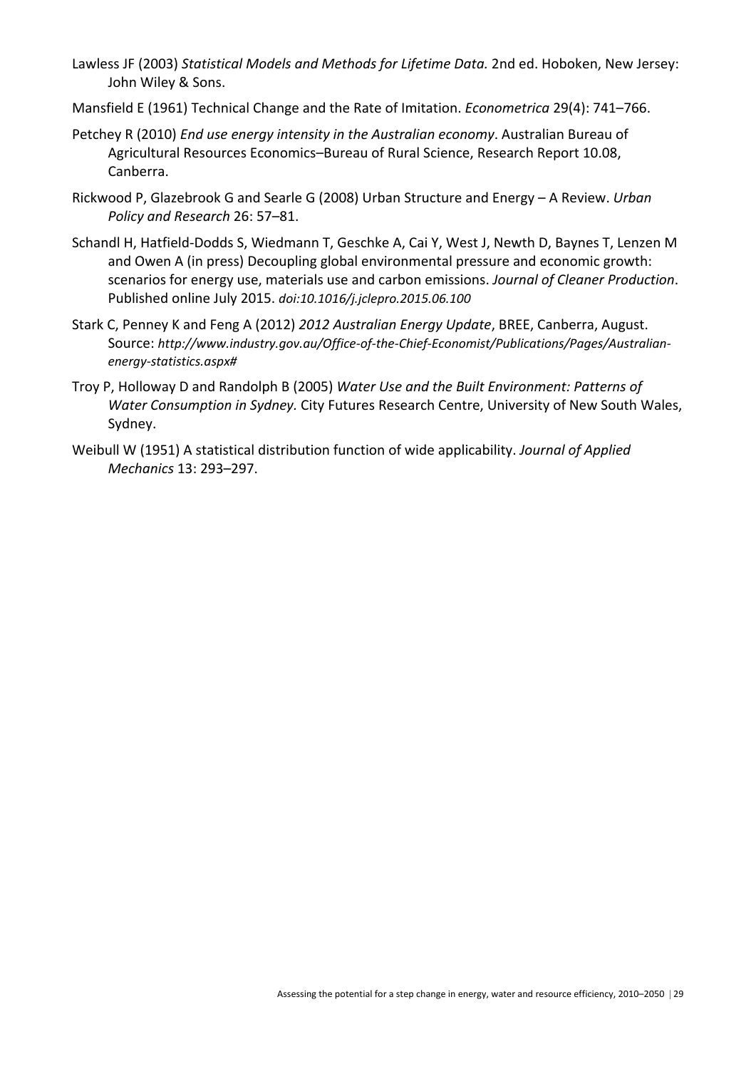Lawless JF (2003) *Statistical Models and Methods for Lifetime Data.* 2nd ed. Hoboken, New Jersey: John Wiley & Sons.

Mansfield E (1961) Technical Change and the Rate of Imitation. *Econometrica* 29(4): 741–766.

Petchey R (2010) *End use energy intensity in the Australian economy*. Australian Bureau of Agricultural Resources Economics–Bureau of Rural Science, Research Report 10.08, Canberra.

Rickwood P, Glazebrook G and Searle G (2008) Urban Structure and Energy – A Review. *Urban Policy and Research* 26: 57–81.

Schandl H, Hatfield-Dodds S, Wiedmann T, Geschke A, Cai Y, West J, Newth D, Baynes T, Lenzen M and Owen A (in press) Decoupling global environmental pressure and economic growth: scenarios for energy use, materials use and carbon emissions. *Journal of Cleaner Production*. Published online July 2015. *doi:10.1016/j.jclepro.2015.06.100*

Stark C, Penney K and Feng A (2012) *2012 Australian Energy Update*, BREE, Canberra, August. Source: *http://www.industry.gov.au/Office-of-the-Chief-Economist/Publications/Pages/Australian-energy-statistics.aspx#*

Troy P, Holloway D and Randolph B (2005) *Water Use and the Built Environment: Patterns of Water Consumption in Sydney.* City Futures Research Centre, University of New South Wales, Sydney.

Weibull W (1951) A statistical distribution function of wide applicability. *Journal of Applied Mechanics* 13: 293–297.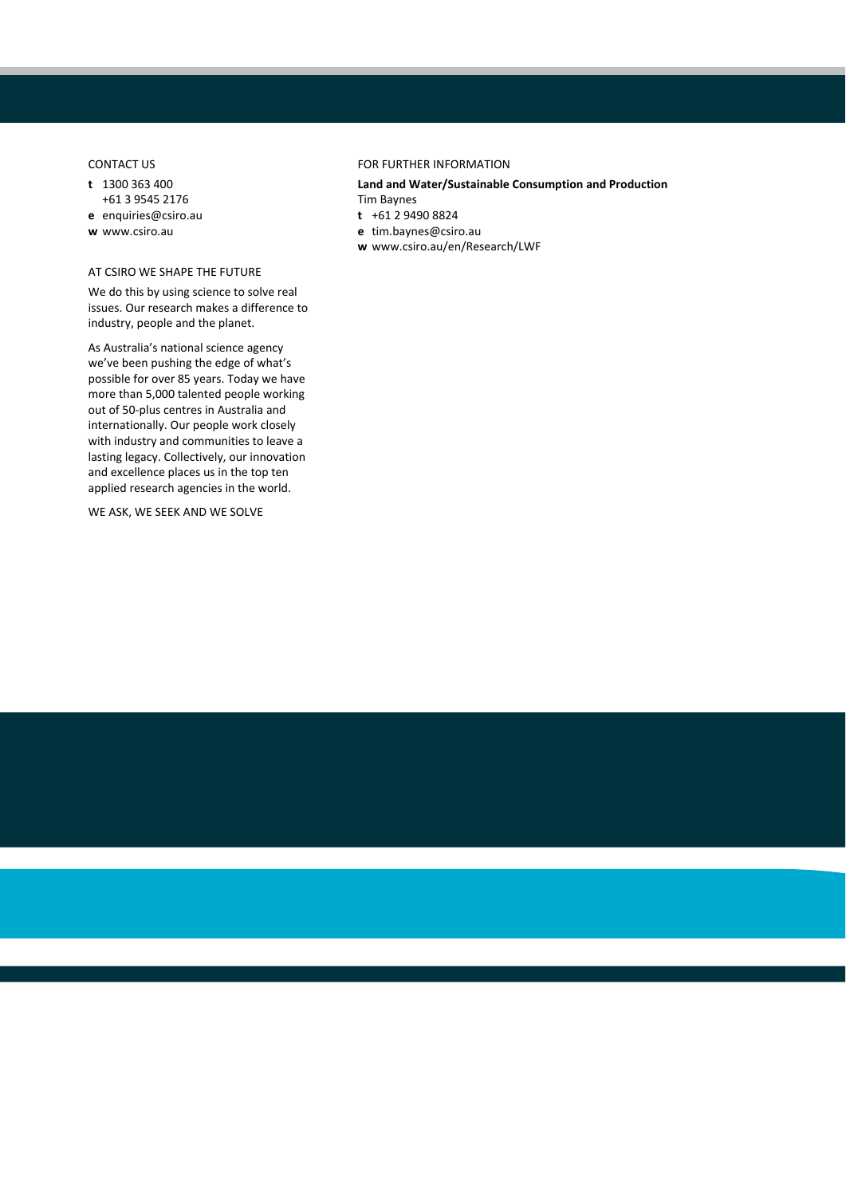CONTACT US

**t** 1300 363 400
+61 3 9545 2176
**e** enquiries@csiro.au
**w** www.csiro.au

AT CSIRO WE SHAPE THE FUTURE

We do this by using science to solve real issues. Our research makes a difference to industry, people and the planet.

As Australia's national science agency we've been pushing the edge of what's possible for over 85 years. Today we have more than 5,000 talented people working out of 50-plus centres in Australia and internationally. Our people work closely with industry and communities to leave a lasting legacy. Collectively, our innovation and excellence places us in the top ten applied research agencies in the world.

WE ASK, WE SEEK AND WE SOLVE

FOR FURTHER INFORMATION

**Land and Water/Sustainable Consumption and Production**
Tim Baynes
**t** +61 2 9490 8824
**e** tim.baynes@csiro.au
**w** www.csiro.au/en/Research/LWF